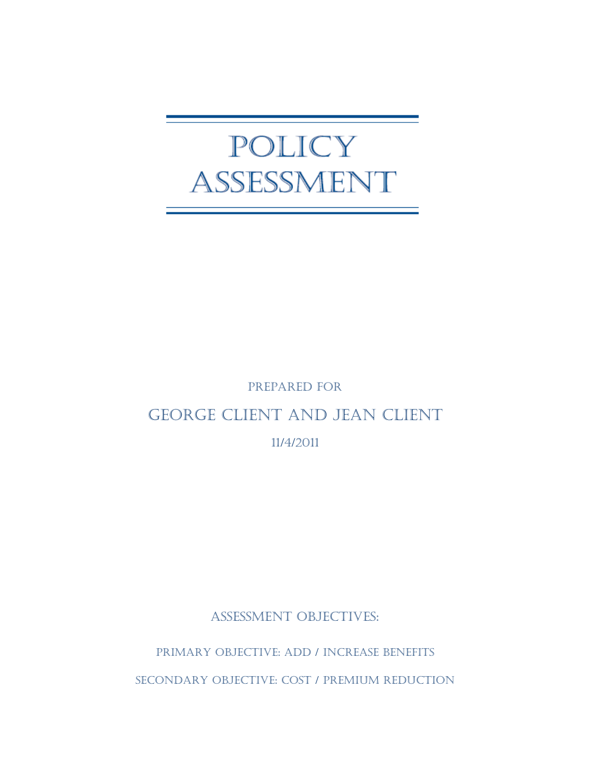# POLICY ASSESSMENT

PREPARED FOR

GEORGE CLIENT AND JEAN CLIENT

11/4/2011

ASSESSMENT OBJECTIVES:

PRIMARY OBJECTIVE: ADD / INCREASE BENEFITS

SECONDARY OBJECTIVE: COST / PREMIUM REDUCTION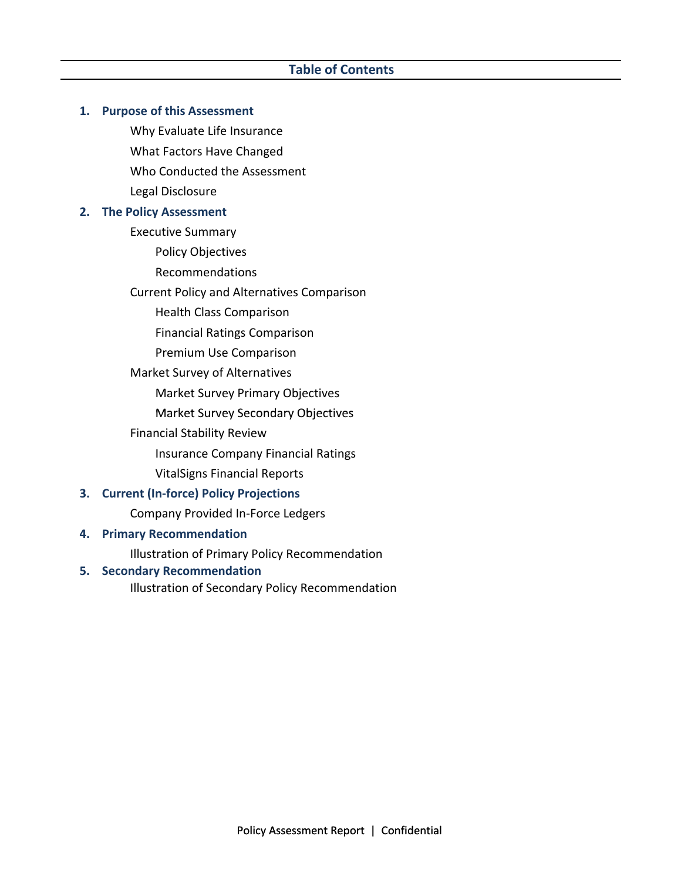## Table of Contents

1. **Purpose of this Assessment**
   - Why Evaluate Life Insurance
   - What Factors Have Changed
   - Who Conducted the Assessment
   - Legal Disclosure
2. **The Policy Assessment**
   - Executive Summary
     - Policy Objectives
     - Recommendations
   - Current Policy and Alternatives Comparison
     - Health Class Comparison
     - Financial Ratings Comparison
     - Premium Use Comparison
   - Market Survey of Alternatives
     - Market Survey Primary Objectives
     - Market Survey Secondary Objectives
   - Financial Stability Review
     - Insurance Company Financial Ratings
     - VitalSigns Financial Reports
3. **Current (In-force) Policy Projections**
   - Company Provided In-Force Ledgers
4. **Primary Recommendation**
   - Illustration of Primary Policy Recommendation
5. **Secondary Recommendation**
   - Illustration of Secondary Policy Recommendation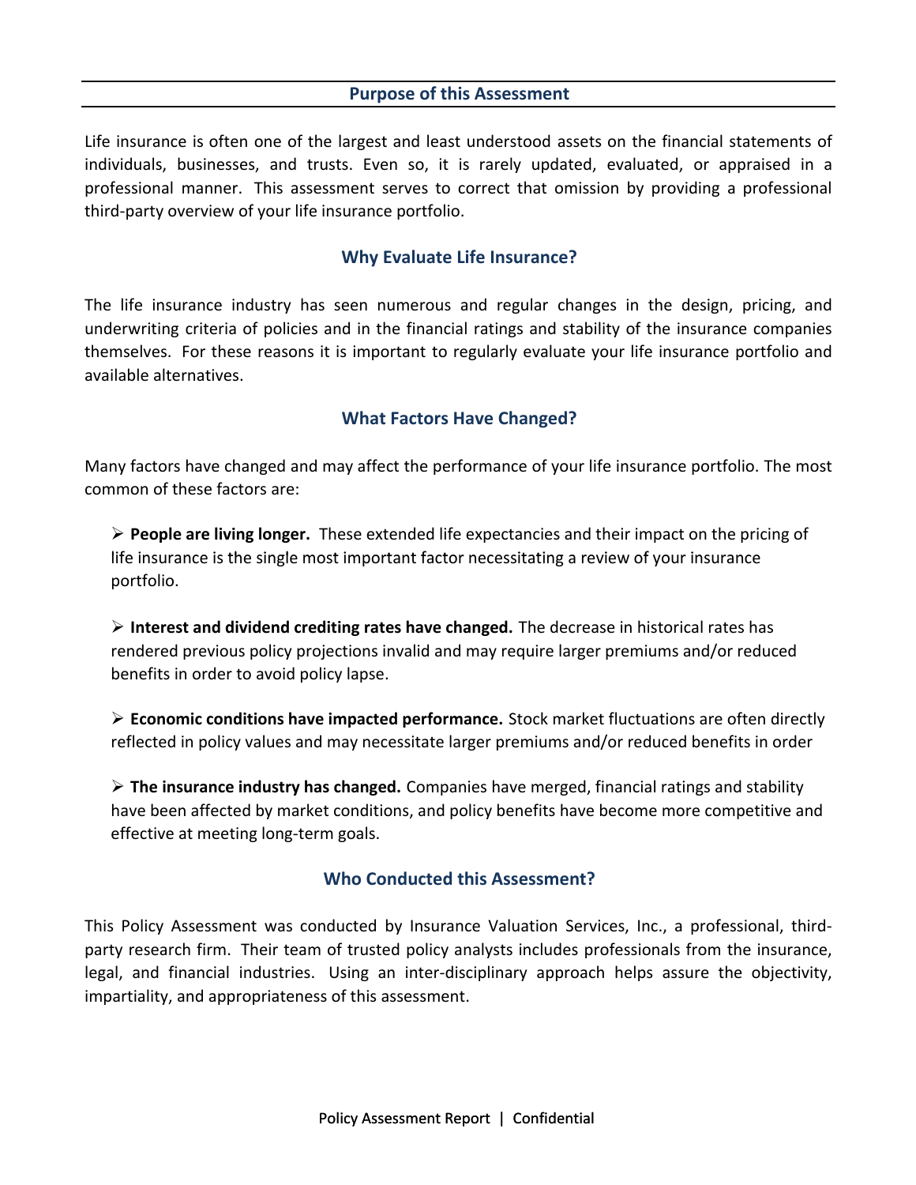## Purpose of this Assessment

Life insurance is often one of the largest and least understood assets on the financial statements of individuals, businesses, and trusts. Even so, it is rarely updated, evaluated, or appraised in a professional manner. This assessment serves to correct that omission by providing a professional third-party overview of your life insurance portfolio.

## Why Evaluate Life Insurance?

The life insurance industry has seen numerous and regular changes in the design, pricing, and underwriting criteria of policies and in the financial ratings and stability of the insurance companies themselves. For these reasons it is important to regularly evaluate your life insurance portfolio and available alternatives.

## What Factors Have Changed?

Many factors have changed and may affect the performance of your life insurance portfolio. The most common of these factors are:

- **People are living longer.** These extended life expectancies and their impact on the pricing of life insurance is the single most important factor necessitating a review of your insurance portfolio.

- **Interest and dividend crediting rates have changed.** The decrease in historical rates has rendered previous policy projections invalid and may require larger premiums and/or reduced benefits in order to avoid policy lapse.

- **Economic conditions have impacted performance.** Stock market fluctuations are often directly reflected in policy values and may necessitate larger premiums and/or reduced benefits in order

- **The insurance industry has changed.** Companies have merged, financial ratings and stability have been affected by market conditions, and policy benefits have become more competitive and effective at meeting long-term goals.

## Who Conducted this Assessment?

This Policy Assessment was conducted by Insurance Valuation Services, Inc., a professional, third-party research firm. Their team of trusted policy analysts includes professionals from the insurance, legal, and financial industries. Using an inter-disciplinary approach helps assure the objectivity, impartiality, and appropriateness of this assessment.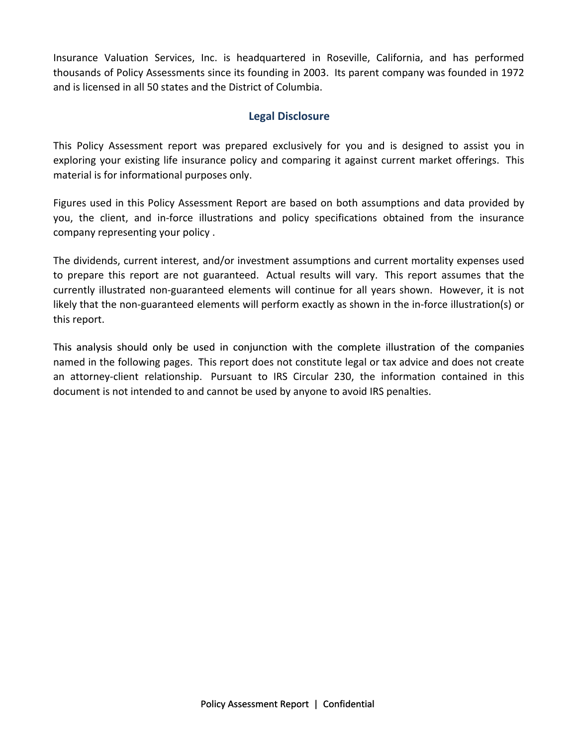Insurance Valuation Services, Inc. is headquartered in Roseville, California, and has performed thousands of Policy Assessments since its founding in 2003. Its parent company was founded in 1972 and is licensed in all 50 states and the District of Columbia.

## Legal Disclosure

This Policy Assessment report was prepared exclusively for you and is designed to assist you in exploring your existing life insurance policy and comparing it against current market offerings. This material is for informational purposes only.

Figures used in this Policy Assessment Report are based on both assumptions and data provided by you, the client, and in-force illustrations and policy specifications obtained from the insurance company representing your policy .

The dividends, current interest, and/or investment assumptions and current mortality expenses used to prepare this report are not guaranteed. Actual results will vary. This report assumes that the currently illustrated non-guaranteed elements will continue for all years shown. However, it is not likely that the non-guaranteed elements will perform exactly as shown in the in-force illustration(s) or this report.

This analysis should only be used in conjunction with the complete illustration of the companies named in the following pages. This report does not constitute legal or tax advice and does not create an attorney-client relationship. Pursuant to IRS Circular 230, the information contained in this document is not intended to and cannot be used by anyone to avoid IRS penalties.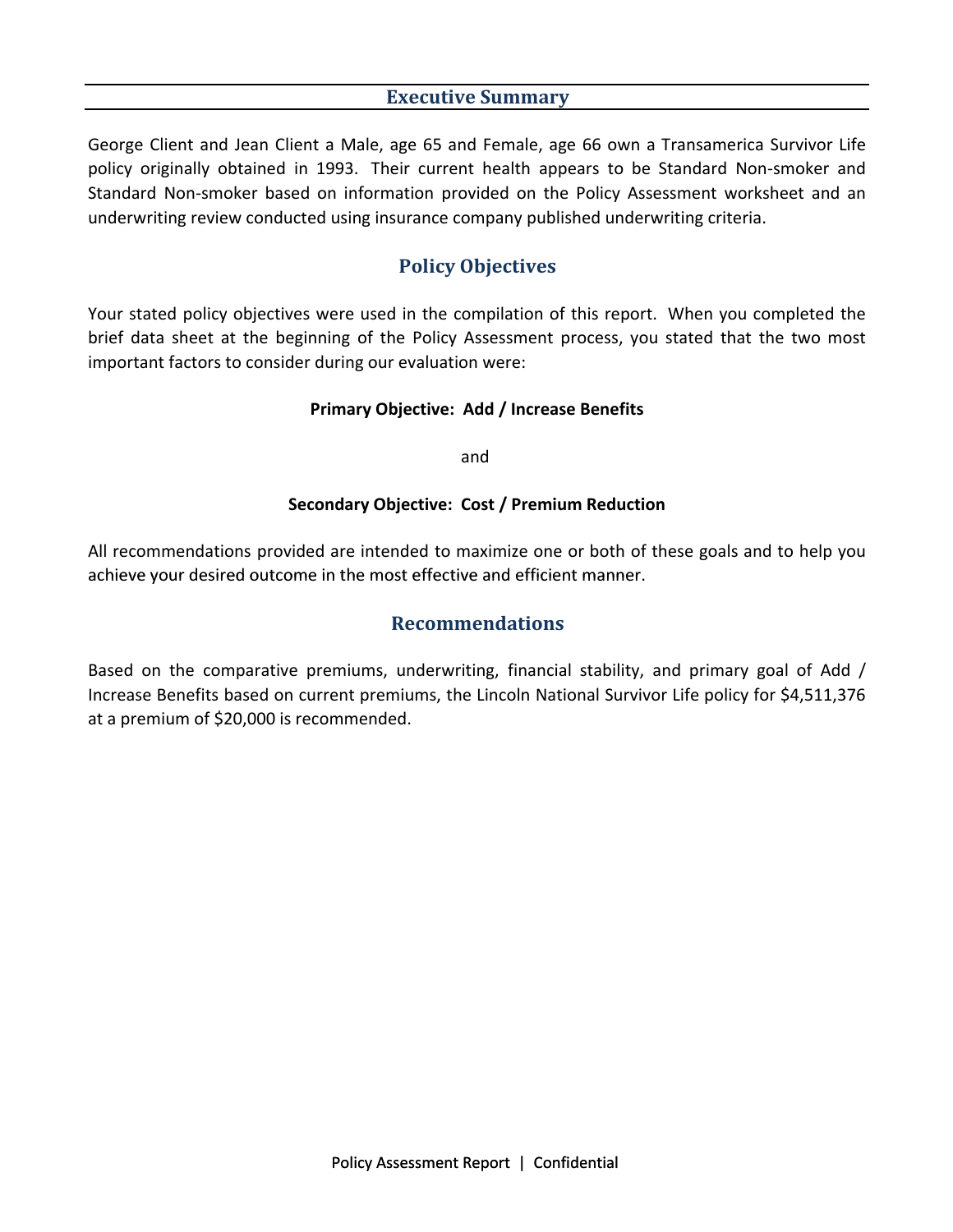## Executive Summary

George Client and Jean Client a Male, age 65 and Female, age 66 own a Transamerica Survivor Life policy originally obtained in 1993. Their current health appears to be Standard Non-smoker and Standard Non-smoker based on information provided on the Policy Assessment worksheet and an underwriting review conducted using insurance company published underwriting criteria.

## Policy Objectives

Your stated policy objectives were used in the compilation of this report. When you completed the brief data sheet at the beginning of the Policy Assessment process, you stated that the two most important factors to consider during our evaluation were:

**Primary Objective: Add / Increase Benefits**

and

**Secondary Objective: Cost / Premium Reduction**

All recommendations provided are intended to maximize one or both of these goals and to help you achieve your desired outcome in the most effective and efficient manner.

## Recommendations

Based on the comparative premiums, underwriting, financial stability, and primary goal of Add / Increase Benefits based on current premiums, the Lincoln National Survivor Life policy for $4,511,376 at a premium of $20,000 is recommended.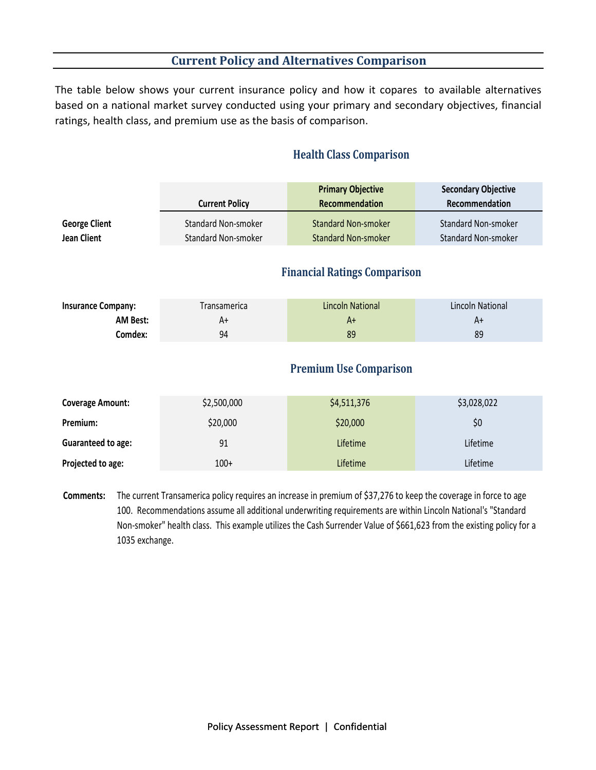## Current Policy and Alternatives Comparison

The table below shows your current insurance policy and how it copares to available alternatives based on a national market survey conducted using your primary and secondary objectives, financial ratings, health class, and premium use as the basis of comparison.

### Health Class Comparison

| | Current Policy | Primary Objective Recommendation | Secondary Objective Recommendation |
|---|---|---|---|
| **George Client** | Standard Non-smoker | Standard Non-smoker | Standard Non-smoker |
| **Jean Client** | Standard Non-smoker | Standard Non-smoker | Standard Non-smoker |

### Financial Ratings Comparison

| | | | |
|---|---|---|---|
| **Insurance Company:** | Transamerica | Lincoln National | Lincoln National |
| **AM Best:** | A+ | A+ | A+ |
| **Comdex:** | 94 | 89 | 89 |

### Premium Use Comparison

| | | | |
|---|---|---|---|
| **Coverage Amount:** | $2,500,000 | $4,511,376 | $3,028,022 |
| **Premium:** | $20,000 | $20,000 | $0 |
| **Guaranteed to age:** | 91 | Lifetime | Lifetime |
| **Projected to age:** | 100+ | Lifetime | Lifetime |

**Comments:** The current Transamerica policy requires an increase in premium of $37,276 to keep the coverage in force to age 100. Recommendations assume all additional underwriting requirements are within Lincoln National's "Standard Non-smoker" health class. This example utilizes the Cash Surrender Value of $661,623 from the existing policy for a 1035 exchange.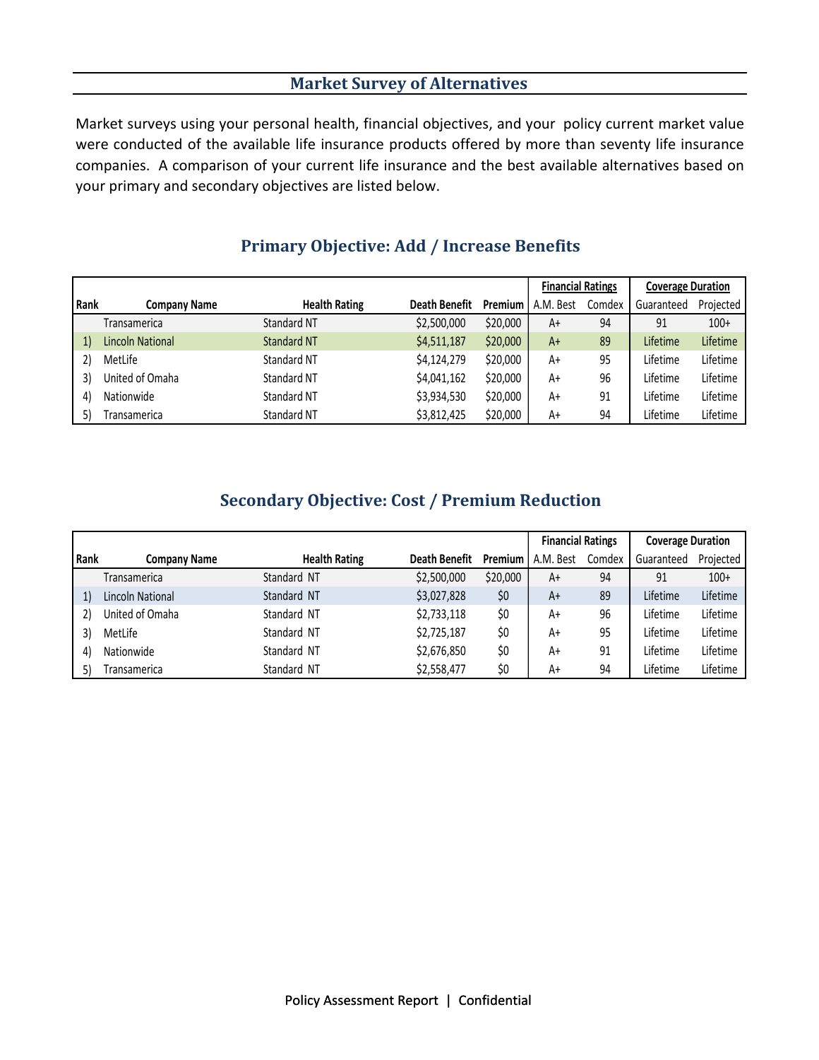## Market Survey of Alternatives

Market surveys using your personal health, financial objectives, and your policy current market value were conducted of the available life insurance products offered by more than seventy life insurance companies. A comparison of your current life insurance and the best available alternatives based on your primary and secondary objectives are listed below.

### Primary Objective: Add / Increase Benefits

| | | | | | Financial Ratings | | Coverage Duration | |
|---|---|---|---|---|---|---|---|---|
| Rank | Company Name | Health Rating | Death Benefit | Premium | A.M. Best | Comdex | Guaranteed | Projected |
| | Transamerica | Standard NT | $2,500,000 | $20,000 | A+ | 94 | 91 | 100+ |
| 1) | Lincoln National | Standard NT | $4,511,187 | $20,000 | A+ | 89 | Lifetime | Lifetime |
| 2) | MetLife | Standard NT | $4,124,279 | $20,000 | A+ | 95 | Lifetime | Lifetime |
| 3) | United of Omaha | Standard NT | $4,041,162 | $20,000 | A+ | 96 | Lifetime | Lifetime |
| 4) | Nationwide | Standard NT | $3,934,530 | $20,000 | A+ | 91 | Lifetime | Lifetime |
| 5) | Transamerica | Standard NT | $3,812,425 | $20,000 | A+ | 94 | Lifetime | Lifetime |

### Secondary Objective: Cost / Premium Reduction

| | | | | | Financial Ratings | | Coverage Duration | |
|---|---|---|---|---|---|---|---|---|
| Rank | Company Name | Health Rating | Death Benefit | Premium | A.M. Best | Comdex | Guaranteed | Projected |
| | Transamerica | Standard NT | $2,500,000 | $20,000 | A+ | 94 | 91 | 100+ |
| 1) | Lincoln National | Standard NT | $3,027,828 | $0 | A+ | 89 | Lifetime | Lifetime |
| 2) | United of Omaha | Standard NT | $2,733,118 | $0 | A+ | 96 | Lifetime | Lifetime |
| 3) | MetLife | Standard NT | $2,725,187 | $0 | A+ | 95 | Lifetime | Lifetime |
| 4) | Nationwide | Standard NT | $2,676,850 | $0 | A+ | 91 | Lifetime | Lifetime |
| 5) | Transamerica | Standard NT | $2,558,477 | $0 | A+ | 94 | Lifetime | Lifetime |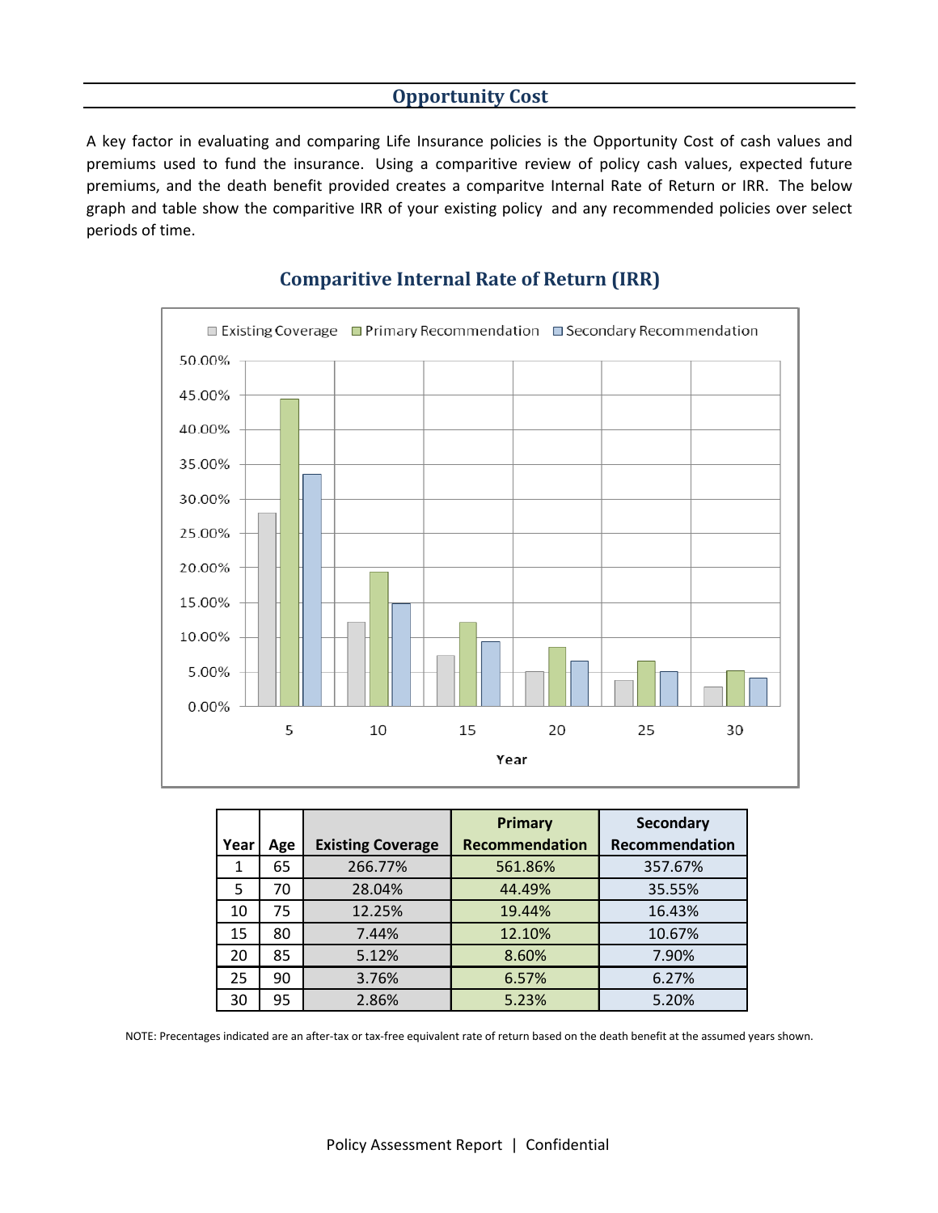## Opportunity Cost

A key factor in evaluating and comparing Life Insurance policies is the Opportunity Cost of cash values and premiums used to fund the insurance. Using a comparitive review of policy cash values, expected future premiums, and the death benefit provided creates a comparitve Internal Rate of Return or IRR. The below graph and table show the comparitive IRR of your existing policy and any recommended policies over select periods of time.

### Comparitive Internal Rate of Return (IRR)

| Year | Age | Existing Coverage | Primary Recommendation | Secondary Recommendation |
|---|---|---|---|---|
| 1 | 65 | 266.77% | 561.86% | 357.67% |
| 5 | 70 | 28.04% | 44.49% | 35.55% |
| 10 | 75 | 12.25% | 19.44% | 16.43% |
| 15 | 80 | 7.44% | 12.10% | 10.67% |
| 20 | 85 | 5.12% | 8.60% | 7.90% |
| 25 | 90 | 3.76% | 6.57% | 6.27% |
| 30 | 95 | 2.86% | 5.23% | 5.20% |

NOTE: Precentages indicated are an after-tax or tax-free equivalent rate of return based on the death benefit at the assumed years shown.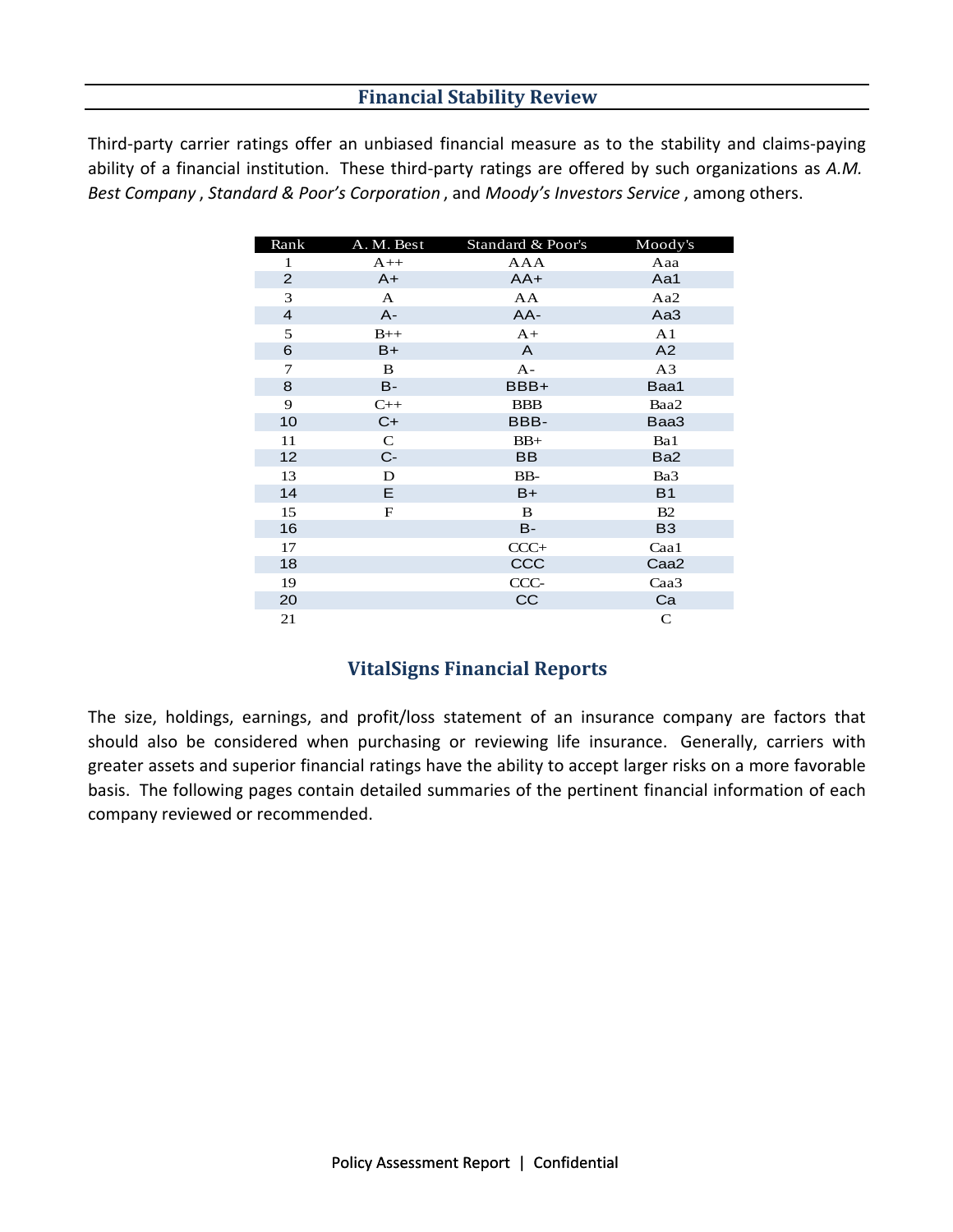## Financial Stability Review

Third-party carrier ratings offer an unbiased financial measure as to the stability and claims-paying ability of a financial institution. These third-party ratings are offered by such organizations as *A.M. Best Company* , *Standard & Poor's Corporation* , and *Moody's Investors Service* , among others.

| Rank | A. M. Best | Standard & Poor's | Moody's |
|---|---|---|---|
| 1 | A++ | AAA | Aaa |
| 2 | A+ | AA+ | Aa1 |
| 3 | A | AA | Aa2 |
| 4 | A- | AA- | Aa3 |
| 5 | B++ | A+ | A1 |
| 6 | B+ | A | A2 |
| 7 | B | A- | A3 |
| 8 | B- | BBB+ | Baa1 |
| 9 | C++ | BBB | Baa2 |
| 10 | C+ | BBB- | Baa3 |
| 11 | C | BB+ | Ba1 |
| 12 | C- | BB | Ba2 |
| 13 | D | BB- | Ba3 |
| 14 | E | B+ | B1 |
| 15 | F | B | B2 |
| 16 | | B- | B3 |
| 17 | | CCC+ | Caa1 |
| 18 | | CCC | Caa2 |
| 19 | | CCC- | Caa3 |
| 20 | | CC | Ca |
| 21 | | | C |

## VitalSigns Financial Reports

The size, holdings, earnings, and profit/loss statement of an insurance company are factors that should also be considered when purchasing or reviewing life insurance. Generally, carriers with greater assets and superior financial ratings have the ability to accept larger risks on a more favorable basis. The following pages contain detailed summaries of the pertinent financial information of each company reviewed or recommended.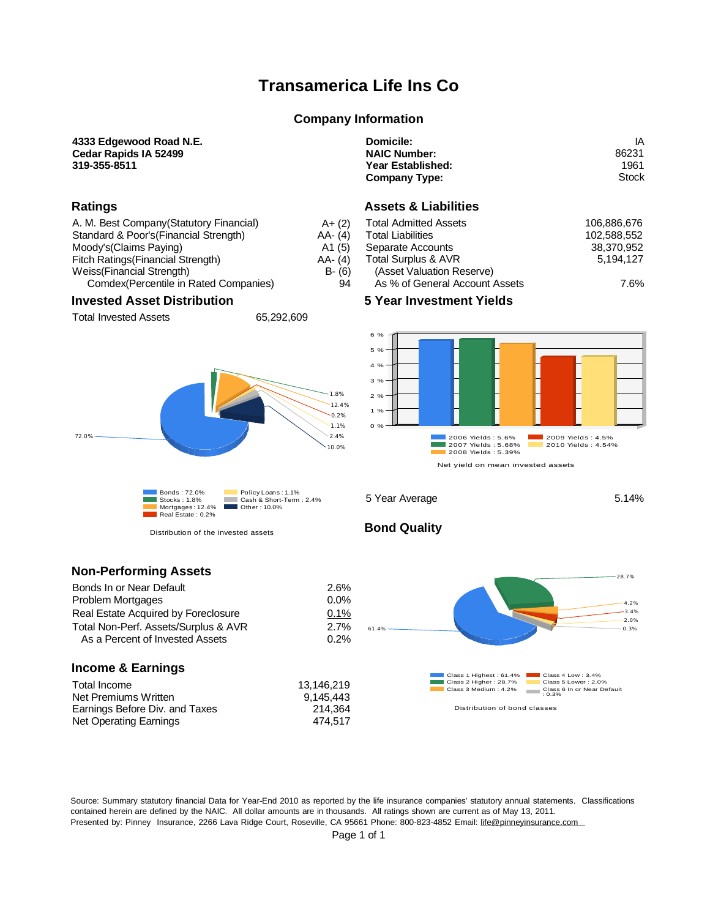# Transamerica Life Ins Co

## Company Information

**4333 Edgewood Road N.E.**
**Cedar Rapids IA 52499**
**319-355-8511**

| | |
|---|---|
| **Domicile:** | IA |
| **NAIC Number:** | 86231 |
| **Year Established:** | 1961 |
| **Company Type:** | Stock |

## Ratings

| | |
|---|---|
| A. M. Best Company(Statutory Financial) | A+ (2) |
| Standard & Poor's(Financial Strength) | AA- (4) |
| Moody's(Claims Paying) | A1 (5) |
| Fitch Ratings(Financial Strength) | AA- (4) |
| Weiss(Financial Strength) | B- (6) |
| Comdex(Percentile in Rated Companies) | 94 |

## Assets & Liabilities

| | |
|---|---|
| Total Admitted Assets | 106,886,676 |
| Total Liabilities | 102,588,552 |
| Separate Accounts | 38,370,952 |
| Total Surplus & AVR (Asset Valuation Reserve) | 5,194,127 |
| As % of General Account Assets | 7.6% |

## Invested Asset Distribution

Total Invested Assets 65,292,609

Bonds : 72.0%
Stocks : 1.8%
Mortgages : 12.4%
Real Estate : 0.2%
Policy Loans : 1.1%
Cash & Short-Term : 2.4%
Other : 10.0%

Distribution of the invested assets

## 5 Year Investment Yields

2006 Yields : 5.6%
2007 Yields : 5.68%
2008 Yields : 5.39%
2009 Yields : 4.5%
2010 Yields : 4.54%

Net yield on mean invested assets

5 Year Average 5.14%

## Bond Quality

Class 1 Highest : 61.4%
Class 2 Higher : 28.7%
Class 3 Medium : 4.2%
Class 4 Low : 3.4%
Class 5 Lower : 2.0%
Class 6 In or Near Default : 0.3%

Distribution of bond classes

## Non-Performing Assets

| | |
|---|---|
| Bonds In or Near Default | 2.6% |
| Problem Mortgages | 0.0% |
| Real Estate Acquired by Foreclosure | 0.1% |
| Total Non-Perf. Assets/Surplus & AVR | 2.7% |
| As a Percent of Invested Assets | 0.2% |

## Income & Earnings

| | |
|---|---|
| Total Income | 13,146,219 |
| Net Premiums Written | 9,145,443 |
| Earnings Before Div. and Taxes | 214,364 |
| Net Operating Earnings | 474,517 |

Source: Summary statutory financial Data for Year-End 2010 as reported by the life insurance companies' statutory annual statements. Classifications contained herein are defined by the NAIC. All dollar amounts are in thousands. All ratings shown are current as of May 13, 2011.
Presented by: Pinney Insurance, 2266 Lava Ridge Court, Roseville, CA 95661 Phone: 800-823-4852 Email: life@pinneyinsurance.com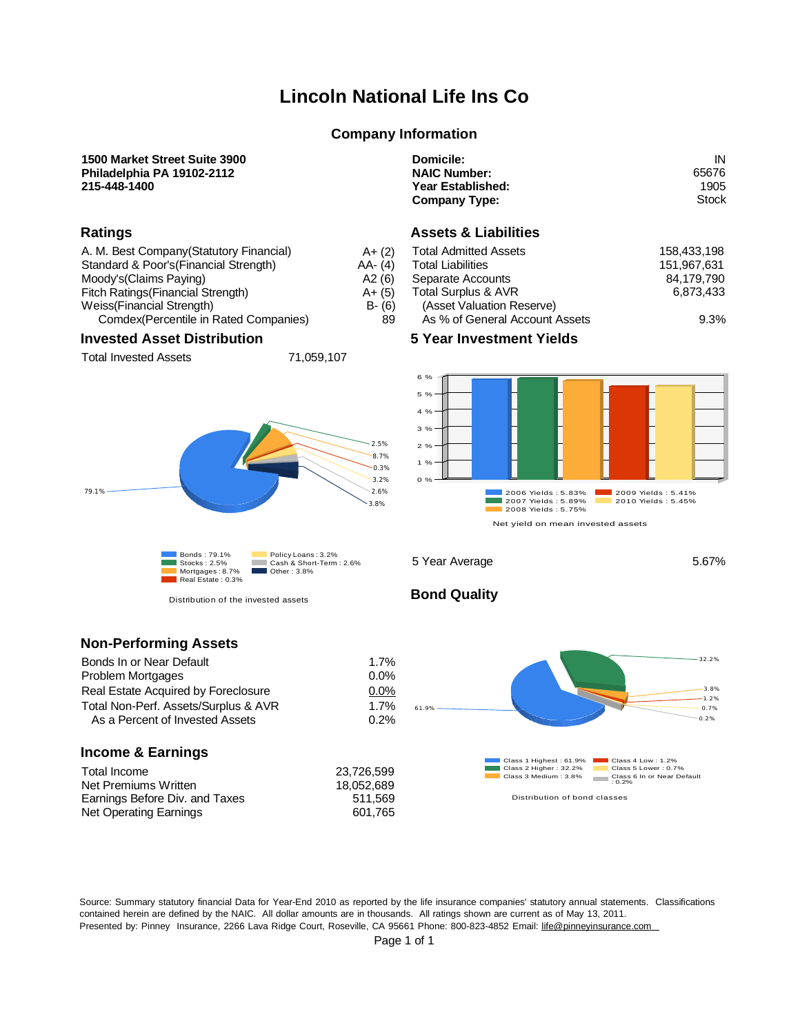# Lincoln National Life Ins Co

## Company Information

**1500 Market Street Suite 3900**
**Philadelphia PA 19102-2112**
**215-448-1400**

| | |
|---|---|
| **Domicile:** | IN |
| **NAIC Number:** | 65676 |
| **Year Established:** | 1905 |
| **Company Type:** | Stock |

## Ratings

| | |
|---|---|
| A. M. Best Company(Statutory Financial) | A+ (2) |
| Standard & Poor's(Financial Strength) | AA- (4) |
| Moody's(Claims Paying) | A2 (6) |
| Fitch Ratings(Financial Strength) | A+ (5) |
| Weiss(Financial Strength) | B- (6) |
| Comdex(Percentile in Rated Companies) | 89 |

## Assets & Liabilities

| | |
|---|---|
| Total Admitted Assets | 158,433,198 |
| Total Liabilities | 151,967,631 |
| Separate Accounts | 84,179,790 |
| Total Surplus & AVR (Asset Valuation Reserve) | 6,873,433 |
| As % of General Account Assets | 9.3% |

## Invested Asset Distribution

Total Invested Assets 71,059,107

- Bonds : 79.1%
- Stocks : 2.5%
- Mortgages : 8.7%
- Real Estate : 0.3%
- Policy Loans : 3.2%
- Cash & Short-Term : 2.6%
- Other : 3.8%

Distribution of the invested assets

## 5 Year Investment Yields

- 2006 Yields : 5.83%
- 2007 Yields : 5.89%
- 2008 Yields : 5.75%
- 2009 Yields : 5.41%
- 2010 Yields : 5.45%

Net yield on mean invested assets

5 Year Average 5.67%

## Bond Quality

- Class 1 Highest : 61.9%
- Class 2 Higher : 32.2%
- Class 3 Medium : 3.8%
- Class 4 Low : 1.2%
- Class 5 Lower : 0.7%
- Class 6 In or Near Default : 0.2%

Distribution of bond classes

## Non-Performing Assets

| | |
|---|---|
| Bonds In or Near Default | 1.7% |
| Problem Mortgages | 0.0% |
| Real Estate Acquired by Foreclosure | 0.0% |
| Total Non-Perf. Assets/Surplus & AVR | 1.7% |
| As a Percent of Invested Assets | 0.2% |

## Income & Earnings

| | |
|---|---|
| Total Income | 23,726,599 |
| Net Premiums Written | 18,052,689 |
| Earnings Before Div. and Taxes | 511,569 |
| Net Operating Earnings | 601,765 |

Source: Summary statutory financial Data for Year-End 2010 as reported by the life insurance companies' statutory annual statements. Classifications contained herein are defined by the NAIC. All dollar amounts are in thousands. All ratings shown are current as of May 13, 2011.
Presented by: Pinney Insurance, 2266 Lava Ridge Court, Roseville, CA 95661 Phone: 800-823-4852 Email: life@pinneyinsurance.com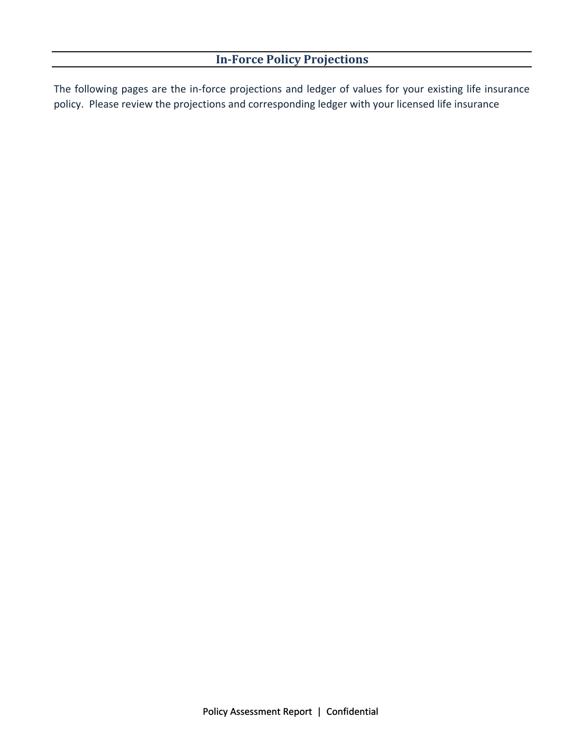## In-Force Policy Projections

The following pages are the in-force projections and ledger of values for your existing life insurance policy. Please review the projections and corresponding ledger with your licensed life insurance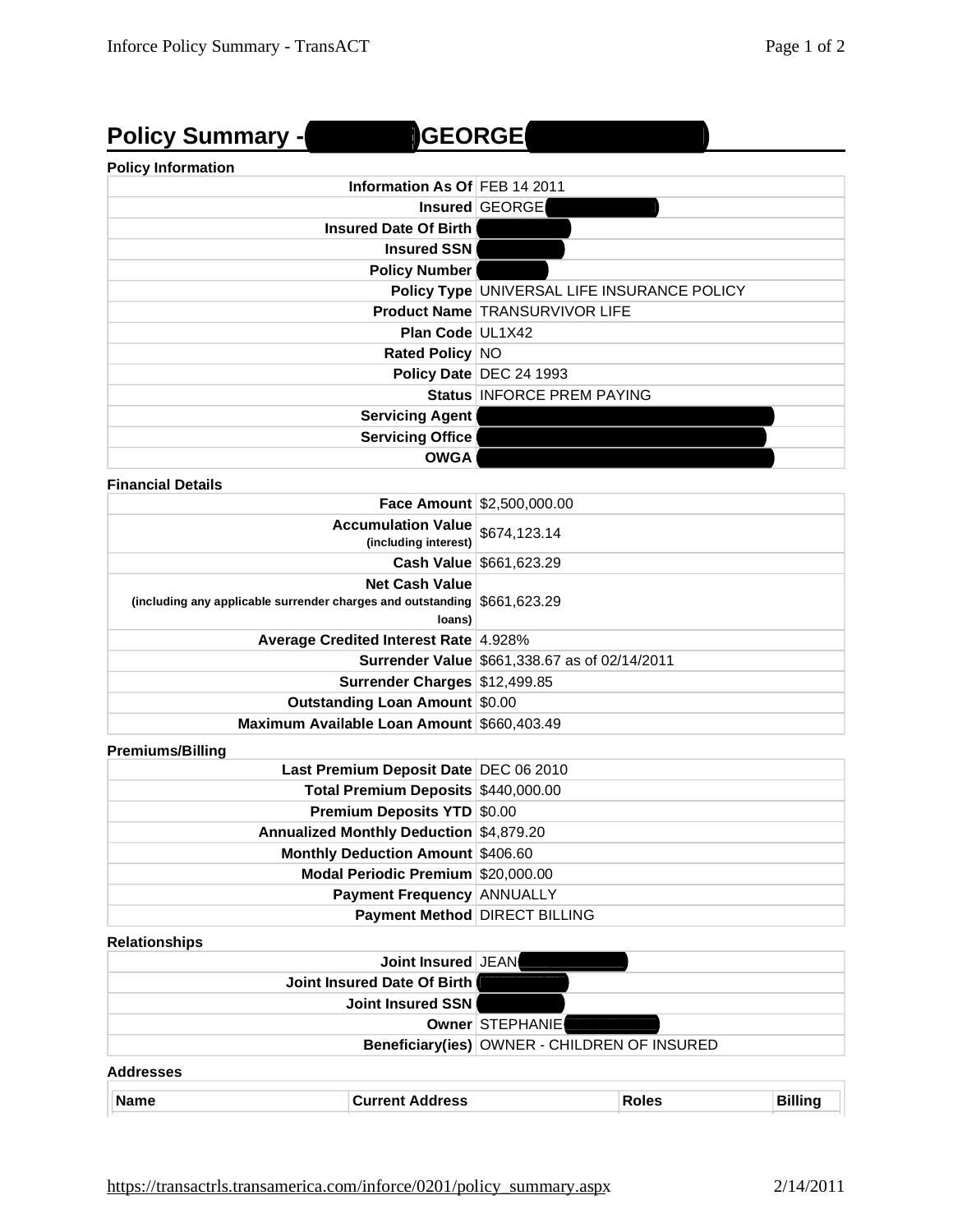# Policy Summary - GEORGE

**Policy Information**

| | |
|---|---|
| **Information As Of** | FEB 14 2011 |
| **Insured** | GEORGE |
| **Insured Date Of Birth** | |
| **Insured SSN** | |
| **Policy Number** | |
| **Policy Type** | UNIVERSAL LIFE INSURANCE POLICY |
| **Product Name** | TRANSURVIVOR LIFE |
| **Plan Code** | UL1X42 |
| **Rated Policy** | NO |
| **Policy Date** | DEC 24 1993 |
| **Status** | INFORCE PREM PAYING |
| **Servicing Agent** | |
| **Servicing Office** | |
| **OWGA** | |

**Financial Details**

| | |
|---|---|
| **Face Amount** | $2,500,000.00 |
| **Accumulation Value** (including interest) | $674,123.14 |
| **Cash Value** | $661,623.29 |
| **Net Cash Value** (including any applicable surrender charges and outstanding loans) | $661,623.29 |
| **Average Credited Interest Rate** | 4.928% |
| **Surrender Value** | $661,338.67 as of 02/14/2011 |
| **Surrender Charges** | $12,499.85 |
| **Outstanding Loan Amount** | $0.00 |
| **Maximum Available Loan Amount** | $660,403.49 |

**Premiums/Billing**

| | |
|---|---|
| **Last Premium Deposit Date** | DEC 06 2010 |
| **Total Premium Deposits** | $440,000.00 |
| **Premium Deposits YTD** | $0.00 |
| **Annualized Monthly Deduction** | $4,879.20 |
| **Monthly Deduction Amount** | $406.60 |
| **Modal Periodic Premium** | $20,000.00 |
| **Payment Frequency** | ANNUALLY |
| **Payment Method** | DIRECT BILLING |

**Relationships**

| | |
|---|---|
| **Joint Insured** | JEAN |
| **Joint Insured Date Of Birth** | |
| **Joint Insured SSN** | |
| **Owner** | STEPHANIE |
| **Beneficiary(ies)** | OWNER - CHILDREN OF INSURED |

**Addresses**

| Name | Current Address | Roles | Billing |
|---|---|---|---|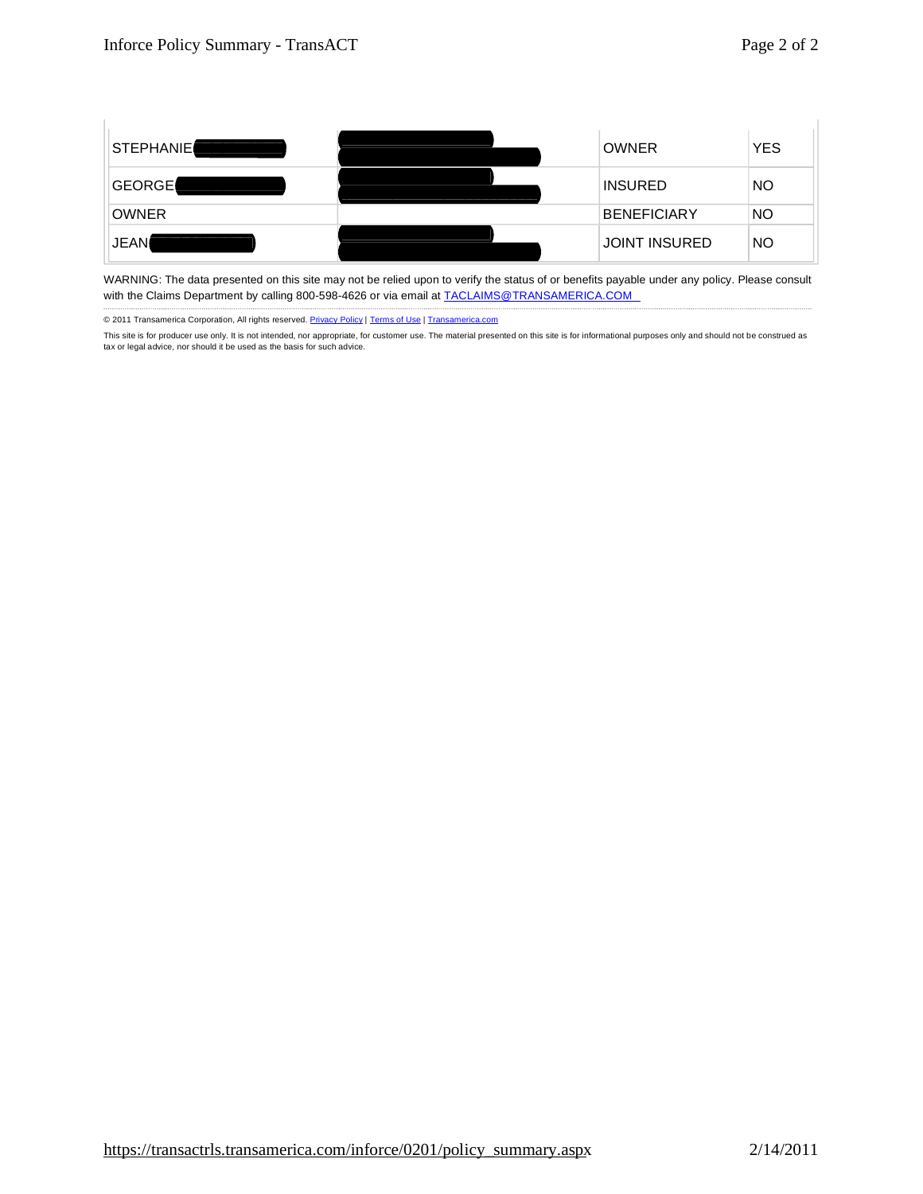| | | | |
|---|---|---|---|
| STEPHANIE | | OWNER | YES |
| GEORGE | | INSURED | NO |
| OWNER | | BENEFICIARY | NO |
| JEAN | | JOINT INSURED | NO |

WARNING: The data presented on this site may not be relied upon to verify the status of or benefits payable under any policy. Please consult with the Claims Department by calling 800-598-4626 or via email at TACLAIMS@TRANSAMERICA.COM

© 2011 Transamerica Corporation, All rights reserved. Privacy Policy | Terms of Use | Transamerica.com

This site is for producer use only. It is not intended, nor appropriate, for customer use. The material presented on this site is for informational purposes only and should not be construed as tax or legal advice, nor should it be used as the basis for such advice.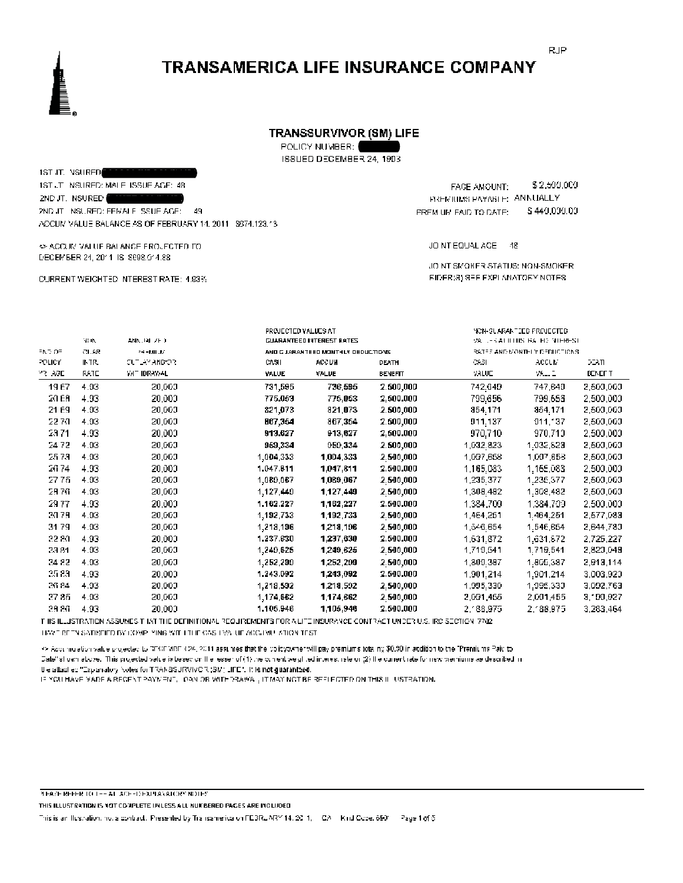RJP

# TRANSAMERICA LIFE INSURANCE COMPANY

## TRANSSURVIVOR (SM) LIFE

POLICY NUMBER: [REDACTED]
ISSUED DECEMBER 24, 1993

1ST JT. INSURED: [REDACTED]
1ST JT. INSURED: MALE ISSUE AGE: 48
2ND JT. INSURED: [REDACTED]
2ND JT. INSURED: FEMALE ISSUE AGE: 49
ACCUM VALUE BALANCE AS OF FEBRUARY 14, 2011: $874,123.13

FACE AMOUNT: $2,500,000
PREMIUMS PAYABLE: ANNUALLY
PREMIUM PAID TO DATE: $440,000.00

** ACCUM VALUE BALANCE PROJECTED TO DECEMBER 24, 2011 IS $898,014.88

JOINT EQUAL AGE: 48

CURRENT WEIGHTED INTEREST RATE: 4.93%

JOINT SMOKER STATUS: NON-SMOKER
RIDER(S) SEE EXPLANATORY NOTES

| END OF POLICY YR AGE | NON-GUAR INTR. RATE | ANNUALIZED PREMIUM OUTLAY AND/OR WITHDRAWAL | PROJECTED VALUES AT GUARANTEED INTEREST RATES AND GUARANTEED MONTHLY DEDUCTIONS CASH VALUE | ACCUM VALUE | DEATH BENEFIT | NON-GUARANTEED PROJECTED VALUES AT THIS RATE OF INTEREST RATES AND MONTHLY DEDUCTIONS CASH VALUE | ACCUM VALUE | DEATH BENEFIT |
|---|---|---|---|---|---|---|---|---|
| 19 67 | 4.93 | 20,000 | 731,595 | 736,595 | 2,500,000 | 742,640 | 747,640 | 2,500,000 |
| 20 68 | 4.93 | 20,000 | 775,053 | 775,053 | 2,500,000 | 799,656 | 799,656 | 2,500,000 |
| 21 69 | 4.93 | 20,000 | 821,073 | 821,073 | 2,500,000 | 854,171 | 854,171 | 2,500,000 |
| 22 70 | 4.93 | 20,000 | 867,354 | 867,354 | 2,500,000 | 911,137 | 911,137 | 2,500,000 |
| 23 71 | 4.93 | 20,000 | 913,627 | 913,627 | 2,500,000 | 970,710 | 970,710 | 2,500,000 |
| 24 72 | 4.93 | 20,000 | 959,334 | 959,334 | 2,500,000 | 1,032,823 | 1,032,823 | 2,500,000 |
| 25 73 | 4.93 | 20,000 | 1,004,333 | 1,004,333 | 2,500,000 | 1,097,858 | 1,097,858 | 2,500,000 |
| 26 74 | 4.93 | 20,000 | 1,047,811 | 1,047,811 | 2,500,000 | 1,165,083 | 1,165,083 | 2,500,000 |
| 27 75 | 4.93 | 20,000 | 1,089,067 | 1,089,067 | 2,500,000 | 1,235,377 | 1,235,377 | 2,500,000 |
| 28 76 | 4.93 | 20,000 | 1,127,440 | 1,127,440 | 2,500,000 | 1,308,482 | 1,308,482 | 2,500,000 |
| 29 77 | 4.93 | 20,000 | 1,162,227 | 1,162,227 | 2,500,000 | 1,384,709 | 1,384,709 | 2,500,000 |
| 30 78 | 4.93 | 20,000 | 1,192,733 | 1,192,733 | 2,500,000 | 1,464,251 | 1,464,251 | 2,577,089 |
| 31 79 | 4.93 | 20,000 | 1,218,196 | 1,218,196 | 2,500,000 | 1,546,654 | 1,546,654 | 2,644,780 |
| 32 80 | 4.93 | 20,000 | 1,237,830 | 1,237,830 | 2,500,000 | 1,631,872 | 1,631,872 | 2,725,227 |
| 33 81 | 4.93 | 20,000 | 1,249,625 | 1,249,625 | 2,500,000 | 1,719,541 | 1,719,541 | 2,820,049 |
| 34 82 | 4.93 | 20,000 | 1,252,290 | 1,252,290 | 2,500,000 | 1,809,387 | 1,809,387 | 2,913,114 |
| 35 83 | 4.93 | 20,000 | 1,243,092 | 1,243,092 | 2,500,000 | 1,901,214 | 1,901,214 | 3,003,920 |
| 36 84 | 4.93 | 20,000 | 1,218,592 | 1,218,592 | 2,500,000 | 1,995,330 | 1,995,330 | 3,092,763 |
| 37 85 | 4.93 | 20,000 | 1,174,662 | 1,174,662 | 2,500,000 | 2,091,455 | 2,091,455 | 3,190,927 |
| 38 86 | 4.93 | 20,000 | 1,105,946 | 1,105,946 | 2,500,000 | 2,188,975 | 2,188,975 | 3,283,464 |

THIS ILLUSTRATION ASSUMES THAT THE DEFINITIONAL REQUIREMENTS FOR A LIFE INSURANCE CONTRACT UNDER U.S. IRC SECTION 7702 HAVE BEEN SATISFIED BY COMPLYING WITH THE CASH VALUE ACCUMULATION TEST.

** Accumulation value projected to DECEMBER 24, 2011 assumes that the policyowner will pay premiums totaling $0.00 in addition to the "Premiums Paid to Date" shown above. This projected value is based on the lesser of (1) the current weighted interest rate or (2) the current rate for new premiums as described in the attached "Explanatory Notes for TRANSSURVIVOR (SM) LIFE". It is not guaranteed.

IF YOU HAVE MADE A RECENT PAYMENT, LOAN OR WITHDRAWAL, IT MAY NOT BE REFLECTED ON THIS ILLUSTRATION.

PLEASE REFER TO THE ATTACHED EXPLANATORY NOTES

THIS ILLUSTRATION IS NOT COMPLETE UNLESS ALL NUMBERED PAGES ARE INCLUDED

This is an illustration, not a contract. Presented by Transamerica on FEBRUARY 14, 2011. CA Kind Code: 650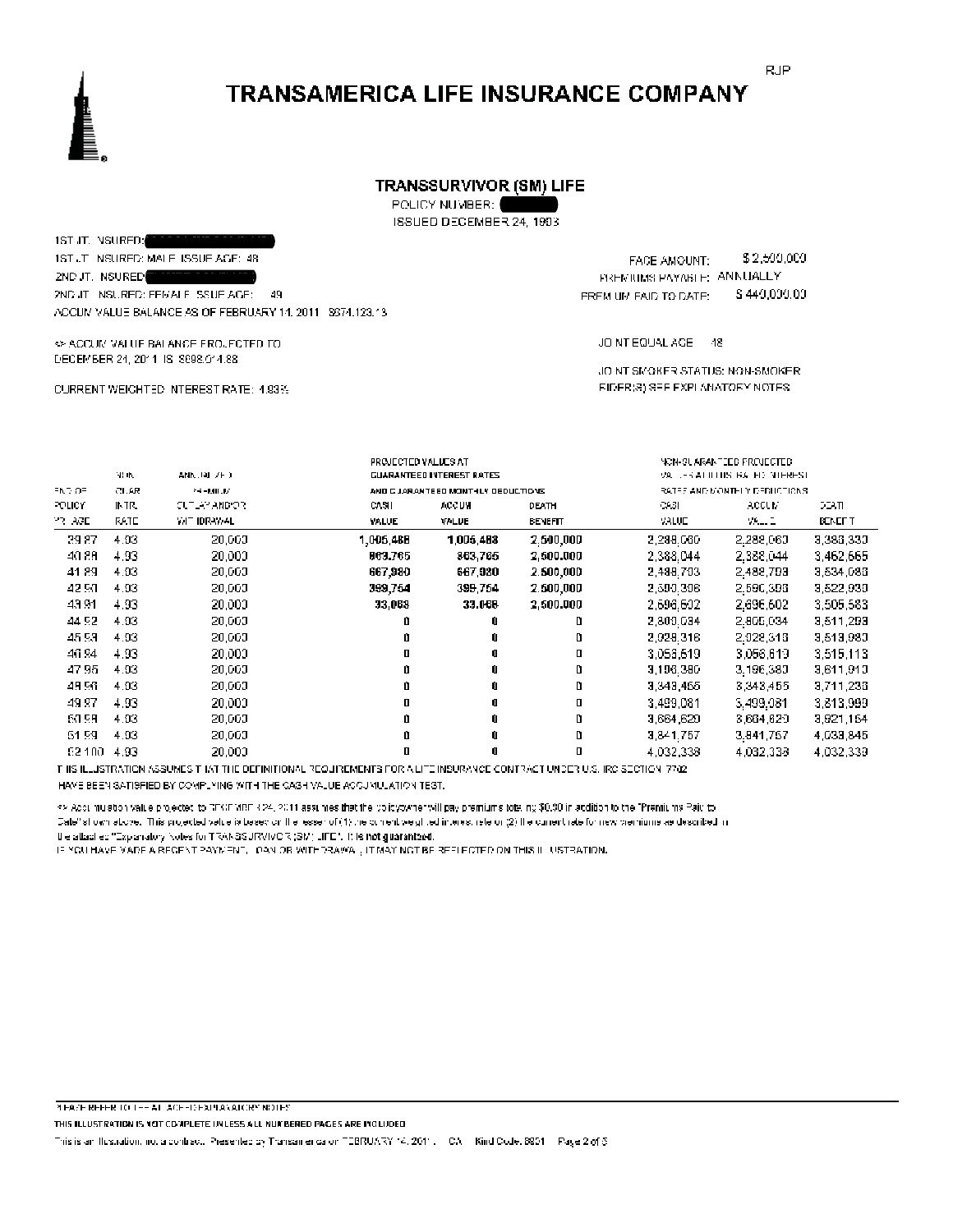RJP

# TRANSAMERICA LIFE INSURANCE COMPANY

## TRANSSURVIVOR (SM) LIFE

POLICY NUMBER: [redacted]
ISSUED DECEMBER 24, 1993

1ST JT. INSURED: [redacted]
1ST JT. INSURED: MALE ISSUE AGE: 48
2ND JT. INSURED: [redacted]
2ND JT. INSURED: FEMALE ISSUE AGE: 49
ACCUM VALUE BALANCE AS OF FEBRUARY 14, 2011 $874,123.13

** ACCUM VALUE BALANCE PROJECTED TO DECEMBER 24, 2011 IS $898,014.88

CURRENT WEIGHTED INTEREST RATE: 4.93%

FACE AMOUNT: $2,500,000
PREMIUMS PAYABLE: ANNUALLY
PREMIUM PAID TO DATE: $440,000.00

JOINT EQUAL AGE: 48

JOINT SMOKER STATUS: NON-SMOKER
RIDER(S) SEE EXPLANATORY NOTES

| END OF POLICY YR AGE | NON GUAR INTR. RATE | ANNUALIZED PREMIUM OUTLAY AND/OR WITHDRAWAL | PROJECTED VALUES AT GUARANTEED INTEREST RATES AND GUARANTEED MONTHLY DEDUCTIONS CASH VALUE | ACCUM VALUE | DEATH BENEFIT | NON-GUARANTEED PROJECTED VALUES AT THIS RATE OF INTEREST RATES AND MONTHLY DEDUCTIONS CASH VALUE | ACCUM VALUE | DEATH BENEFIT |
|---|---|---|---|---|---|---|---|---|
| 39 87 | 4.93 | 20,000 | 1,005,488 | 1,005,488 | 2,500,000 | 2,288,060 | 2,288,060 | 3,383,330 |
| 40 88 | 4.93 | 20,000 | 863,765 | 863,765 | 2,500,000 | 2,388,044 | 2,388,044 | 3,462,665 |
| 41 89 | 4.93 | 20,000 | 667,980 | 667,980 | 2,500,000 | 2,488,703 | 2,488,703 | 3,534,083 |
| 42 90 | 4.93 | 20,000 | 399,754 | 399,754 | 2,500,000 | 2,590,398 | 2,590,398 | 3,522,930 |
| 43 91 | 4.93 | 20,000 | 33,068 | 33,068 | 2,500,000 | 2,696,502 | 2,696,502 | 3,505,583 |
| 44 92 | 4.93 | 20,000 | 0 | 0 | 0 | 2,809,034 | 2,809,034 | 3,511,293 |
| 45 93 | 4.93 | 20,000 | 0 | 0 | 0 | 2,928,316 | 2,928,316 | 3,513,980 |
| 46 94 | 4.93 | 20,000 | 0 | 0 | 0 | 3,058,619 | 3,058,619 | 3,515,113 |
| 47 95 | 4.93 | 20,000 | 0 | 0 | 0 | 3,196,380 | 3,196,380 | 3,611,910 |
| 48 96 | 4.93 | 20,000 | 0 | 0 | 0 | 3,343,455 | 3,343,455 | 3,711,236 |
| 49 97 | 4.93 | 20,000 | 0 | 0 | 0 | 3,499,081 | 3,499,081 | 3,813,999 |
| 50 98 | 4.93 | 20,000 | 0 | 0 | 0 | 3,664,620 | 3,664,620 | 3,921,154 |
| 51 99 | 4.93 | 20,000 | 0 | 0 | 0 | 3,841,757 | 3,841,757 | 4,033,845 |
| 52 100 | 4.93 | 20,000 | 0 | 0 | 0 | 4,032,338 | 4,032,338 | 4,032,339 |

THIS ILLUSTRATION ASSUMES THAT THE DEFINITIONAL REQUIREMENTS FOR A LIFE INSURANCE CONTRACT UNDER U.S. IRC SECTION 7702 HAVE BEEN SATISFIED BY COMPLYING WITH THE CASH VALUE ACCUMULATION TEST.

** Accumulation value projected to DECEMBER 24, 2011 assumes that the policyowner will pay premiums totaling $0.00 in addition to the "Premiums Paid to Date" shown above. This projected value is based on the lesser of (1) the current weighted interest rate or (2) the current rate for new premiums as described in the attached "Explanatory Notes for TRANSSURVIVOR (SM) LIFE". It is not guaranteed.

IF YOU HAVE MADE A RECENT PAYMENT, LOAN OR WITHDRAWAL, IT MAY NOT BE REFLECTED ON THIS ILLUSTRATION.

PLEASE REFER TO THE ATTACHED EXPLANATORY NOTES

THIS ILLUSTRATION IS NOT COMPLETE UNLESS ALL NUMBERED PAGES ARE INCLUDED

This is an illustration, not a contract. Presented by Transamerica on FEBRUARY 14, 2011. CA Kind Code: 8801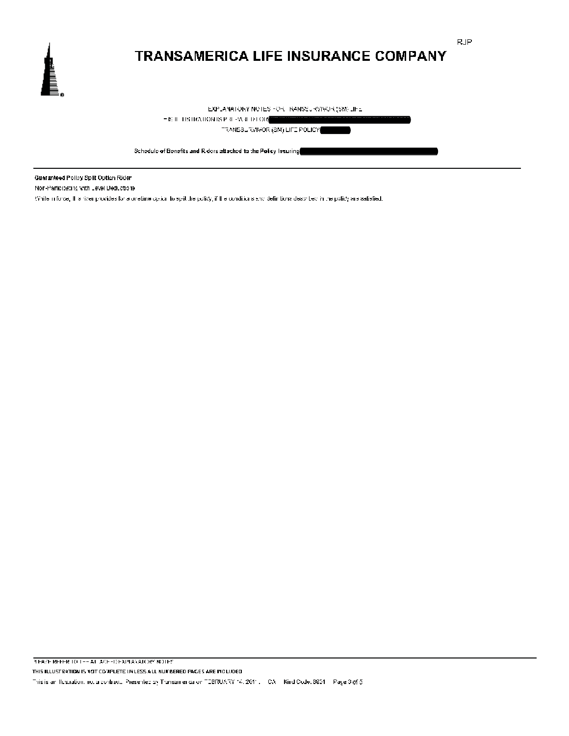RJP

# TRANSAMERICA LIFE INSURANCE COMPANY

EXPLANATORY NOTES FOR TRANSSURVIVOR (SM) LIFE

THE ILLUSTRATION IS PREPARED FOR [REDACTED]

TRANSSURVIVOR (SM) LIFE POLICY [REDACTED]

**Schedule of Benefits and Riders attached to the Policy Insuring [REDACTED]**

---

**Guaranteed Policy Split Option Rider**

Non-Participating with Level Deductions

While in force, this rider provides for a onetime option to split the policy, if the conditions and definitions described in the policy are satisfied.

---

PLEASE REFER TO THE ATTACHED EXPLANATORY NOTES

**THIS ILLUSTRATION IS NOT COMPLETE UNLESS ALL NUMBERED PAGES ARE INCLUDED**

This is an illustration, not a contract. Presented by Transamerica on FEBRUARY 14, 2011 CA Kind Code: 8801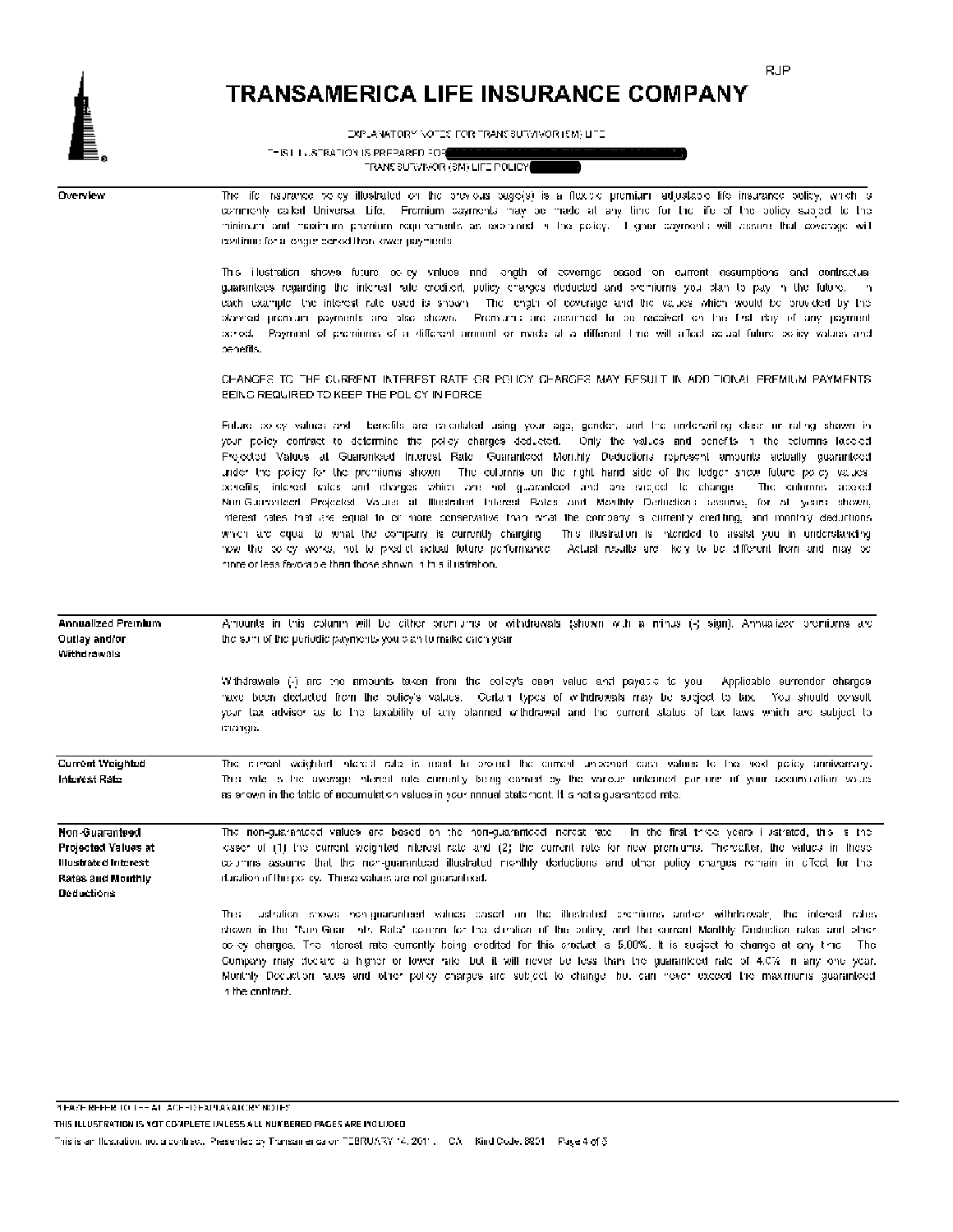# TRANSAMERICA LIFE INSURANCE COMPANY

EXPLANATORY NOTES FOR TRANSURVIVOR(SM) LIFE

THIS ILLUSTRATION IS PREPARED FOR

TRANSURVIVOR(SM) LIFE POLICY

| | |
|---|---|
| **Overview** | The life insurance policy illustrated on the previous page(s) is a flexible premium adjustable life insurance policy, which is commonly called Universal Life. Premium payments may be made at any time for the life of the policy subject to the minimum and maximum premium requirements as described in the policy. Higher payments will assure that coverage will continue for a longer period than lower payments.<br><br>This illustration shows future policy values and length of coverage based on current assumptions and contractual guarantees regarding the interest rate credited, policy charges deducted and premiums you plan to pay in the future. In each example the interest rate used is shown. The length of coverage and the values which would be provided by the planned premium payments are also shown. Premiums are assumed to be received on the first day of any payment period. Payment of premiums of a different amount or made at a different time will affect actual future policy values and benefits.<br><br>CHANGES TO THE CURRENT INTEREST RATE OR POLICY CHARGES MAY RESULT IN ADDITIONAL PREMIUM PAYMENTS BEING REQUIRED TO KEEP THE POLICY IN FORCE.<br><br>Future policy values and benefits are calculated using your age, gender, and the underwriting class or rating shown in your policy contract to determine the policy charges deducted. Only the values and benefits in the columns labeled Projected Values at Guaranteed Interest Rate Guaranteed Monthly Deductions represent amounts actually guaranteed under the policy for the premiums shown. The columns on the right hand side of the ledger show future policy values, benefits, interest rates and charges which are not guaranteed and are subject to change. The columns labeled Non-Guaranteed Projected Values at Illustrated Interest Rates and Monthly Deductions assume, for all years shown, interest rates that are equal to or more conservative than what the company is currently crediting, and monthly deductions which are equal to what the company is currently charging. This illustration is intended to assist you in understanding how the policy works, not to predict actual future performance. Actual results are likely to be different from and may be more or less favorable than those shown in this illustration. |
| **Annualized Premium Outlay and/or Withdrawals** | Amounts in this column will be either premiums or withdrawals (shown with a minus (-) sign). Annualized premiums are the sum of the periodic payments you plan to make each year.<br><br>Withdrawals (-) are the amounts taken from the policy's cash value and payable to you. Applicable surrender charges have been deducted from the policy's values. Certain types of withdrawals may be subject to tax. You should consult your tax advisor as to the taxability of any planned withdrawal and the current status of tax laws which are subject to change. |
| **Current Weighted Interest Rate** | The current weighted interest rate is used to project the current unloaned cash values to the next policy anniversary. This rate is the average interest rate currently being earned by the various unloaned portions of your accumulation value as shown in the table of accumulation values in your annual statement. It is not a guaranteed rate. |
| **Non-Guaranteed Projected Values at Illustrated Interest Rates and Monthly Deductions** | The non-guaranteed values are based on the non-guaranteed interest rate. In the first three years illustrated, this is the lesser of (1) the current weighted interest rate and (2) the current rate for new premiums. Thereafter, the values in these columns assume that the non-guaranteed illustrated monthly deductions and other policy charges remain in effect for the duration of the policy. These values are not guaranteed.<br><br>This illustration shows non-guaranteed values based on the illustrated premiums and/or withdrawals, the interest rates shown in the "Non-Guar. Int. Rate" column for the duration of the policy, and the current Monthly Deduction rates and other policy charges. The interest rate currently being credited for this product is 5.00%. It is subject to change at any time. The Company may declare a higher or lower rate but it will never be less than the guaranteed rate of 4.0% in any one year. Monthly Deduction rates and other policy charges are subject to change but can never exceed the maximums guaranteed in the contract. |

PLEASE REFER TO THE ATTACHED EXPLANATORY NOTES

THIS ILLUSTRATION IS NOT COMPLETE UNLESS ALL NUMBERED PAGES ARE INCLUDED

This is an illustration, not a contract. Presented by Transamerica on FEBRUARY 14, 2011. CA Kind Code: 8801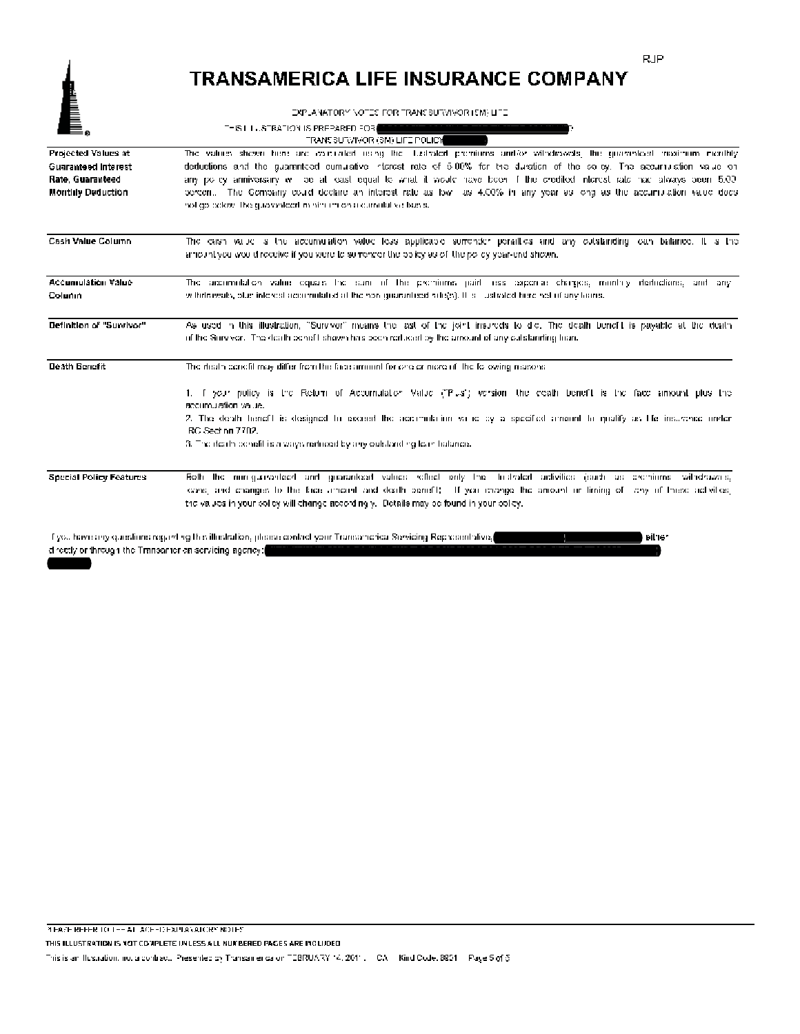RJP

# TRANSAMERICA LIFE INSURANCE COMPANY

EXPLANATORY NOTES FOR TRANSURVIVOR (SM) LIFE

THIS ILLUSTRATION IS PREPARED FOR [REDACTED]

TRANSURVIVOR (SM) LIFE POLICY [REDACTED]

| | |
|---|---|
| **Projected Values at Guaranteed Interest Rate, Guaranteed Monthly Deduction** | The values shown here are computed using the illustrated premiums and/or withdrawals, the guaranteed maximum monthly deductions and the guaranteed cumulative interest rate of 5.00% for the duration of the policy. The accumulation value on any policy anniversary will be at least equal to what it would have been if the credited interest rate had always been 5.00 percent. The Company could declare an interest rate as low as 4.00% in any year so long as the accumulation value does not go below the guaranteed minimum on a cumulative basis. |
| **Cash Value Column** | The cash value is the accumulation value less applicable surrender penalties and any outstanding loan balance. It is the amount you would receive if you were to surrender the policy as of the policy year-end shown. |
| **Accumulation Value Column** | The accumulation value equals the sum of the premiums paid less expense charges, monthly deductions, and any withdrawals, plus interest accumulated at the non-guaranteed rate(s). It is illustrated here net of any loans. |
| **Definition of "Survivor"** | As used in this illustration, "Survivor" means the last of the joint insureds to die. The death benefit is payable at the death of the Survivor. The death benefit shown has been reduced by the amount of any outstanding loan. |
| **Death Benefit** | The death benefit may differ from the face amount for one or more of the following reasons:<br><br>1. If your policy is the Return of Accumulation Value ("Plus") version, the death benefit is the face amount plus the accumulation value.<br>2. The death benefit is designed to exceed the accumulation value by a specified amount to qualify as life insurance under IRC Section 7702.<br>3. The death benefit is always reduced by any outstanding loan balance. |
| **Special Policy Features** | Both the non-guaranteed and guaranteed values reflect only the illustrated activities (such as premiums, withdrawals, loans, and changes to the face amount and death benefit). If you change the amount or timing of any of these activities, the values in your policy will change accordingly. Details may be found in your policy. |

If you have any questions regarding this illustration, please contact your Transamerica Servicing Representative, [REDACTED] either directly or through the Transamerica servicing agency: [REDACTED]

PLEASE REFER TO THE ATTACHED EXPLANATORY NOTES

THIS ILLUSTRATION IS NOT COMPLETE UNLESS ALL NUMBERED PAGES ARE INCLUDED

This is an illustration, not a contract. Presented by Transamerica on FEBRUARY 14, 2011 CA Kind Code: 8801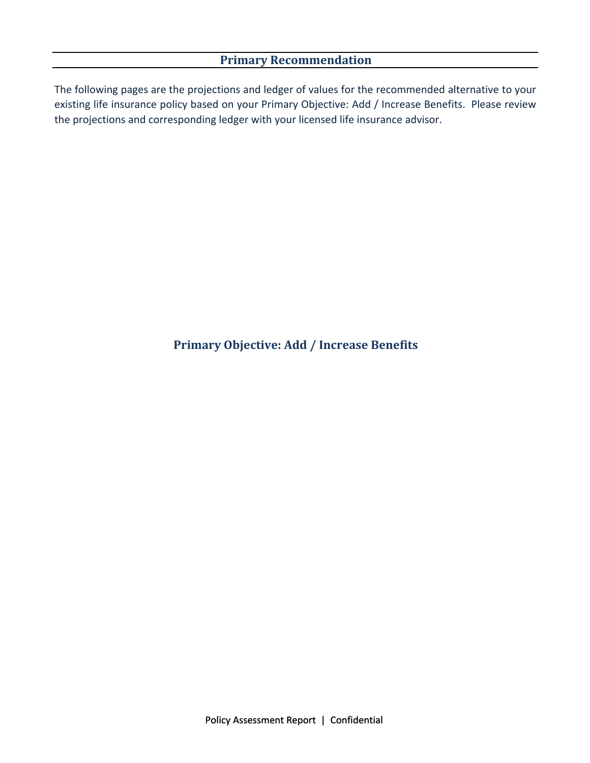## Primary Recommendation

The following pages are the projections and ledger of values for the recommended alternative to your existing life insurance policy based on your Primary Objective: Add / Increase Benefits. Please review the projections and corresponding ledger with your licensed life insurance advisor.

### Primary Objective: Add / Increase Benefits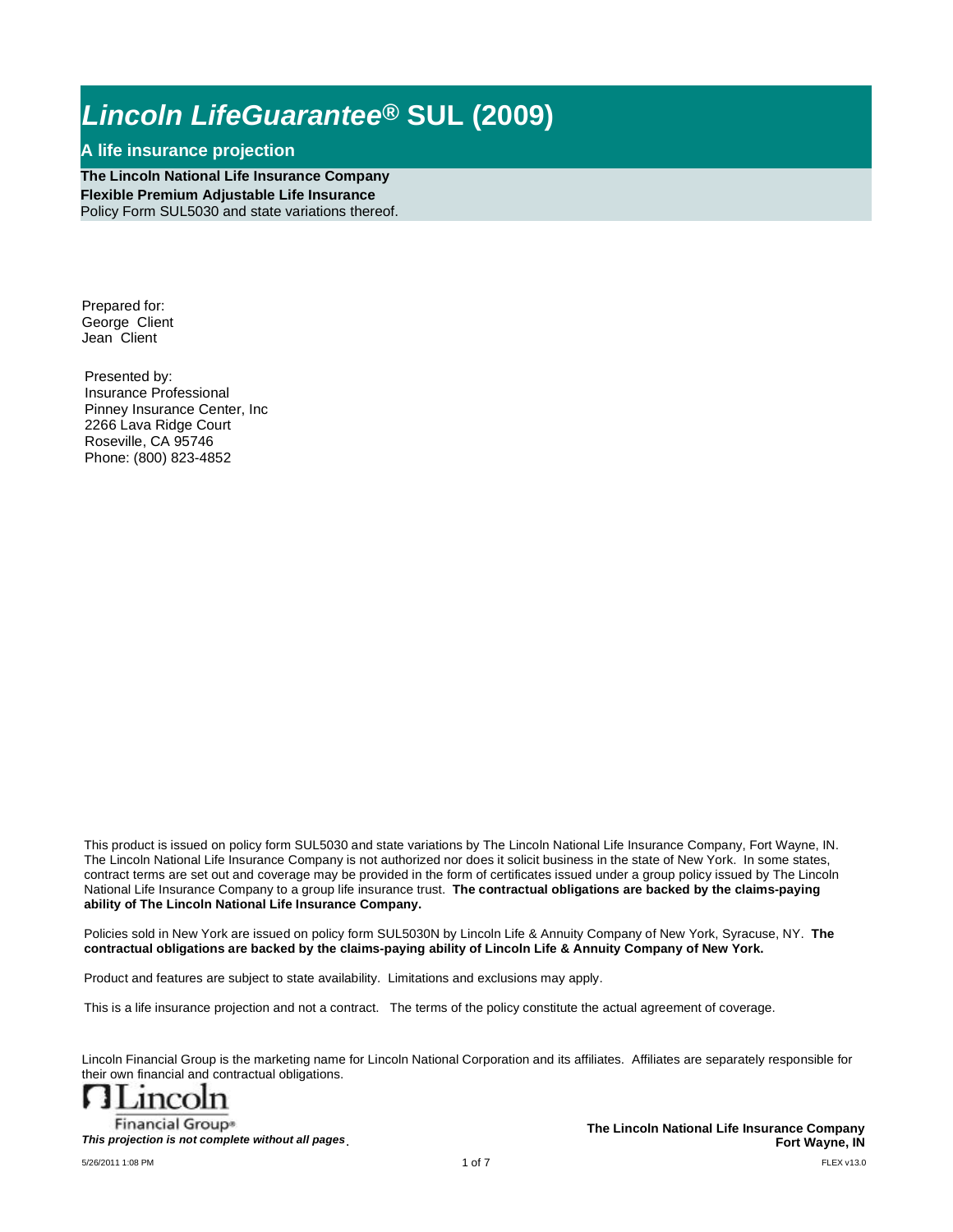# *Lincoln LifeGuarantee®* SUL (2009)

## A life insurance projection

**The Lincoln National Life Insurance Company**
**Flexible Premium Adjustable Life Insurance**
Policy Form SUL5030 and state variations thereof.

Prepared for:
George Client
Jean Client

Presented by:
Insurance Professional
Pinney Insurance Center, Inc
2266 Lava Ridge Court
Roseville, CA 95746
Phone: (800) 823-4852

This product is issued on policy form SUL5030 and state variations by The Lincoln National Life Insurance Company, Fort Wayne, IN. The Lincoln National Life Insurance Company is not authorized nor does it solicit business in the state of New York. In some states, contract terms are set out and coverage may be provided in the form of certificates issued under a group policy issued by The Lincoln National Life Insurance Company to a group life insurance trust. **The contractual obligations are backed by the claims-paying ability of The Lincoln National Life Insurance Company.**

Policies sold in New York are issued on policy form SUL5030N by Lincoln Life & Annuity Company of New York, Syracuse, NY. **The contractual obligations are backed by the claims-paying ability of Lincoln Life & Annuity Company of New York.**

Product and features are subject to state availability. Limitations and exclusions may apply.

This is a life insurance projection and not a contract. The terms of the policy constitute the actual agreement of coverage.

Lincoln Financial Group is the marketing name for Lincoln National Corporation and its affiliates. Affiliates are separately responsible for their own financial and contractual obligations.

Lincoln Financial Group®

***This projection is not complete without all pages.***

**The Lincoln National Life Insurance Company**
**Fort Wayne, IN**

5/26/2011 1:08 PM

FLEX v13.0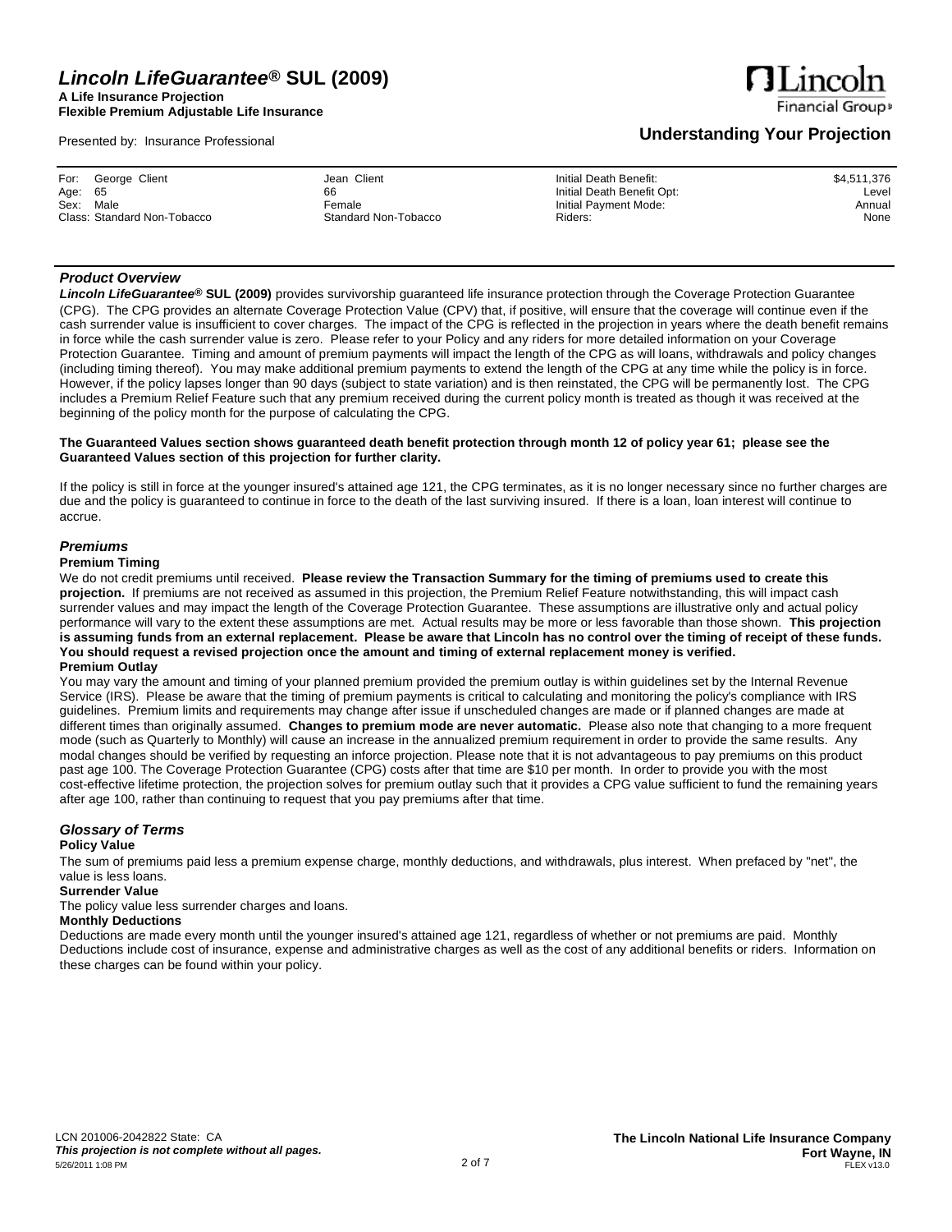# *Lincoln LifeGuarantee®* SUL (2009)

**A Life Insurance Projection**
**Flexible Premium Adjustable Life Insurance**

Presented by: Insurance Professional

## Understanding Your Projection

| For: George Client | Jean Client | Initial Death Benefit: | $4,511,376 |
|---|---|---|---|
| Age: 65 | 66 | Initial Death Benefit Opt: | Level |
| Sex: Male | Female | Initial Payment Mode: | Annual |
| Class: Standard Non-Tobacco | Standard Non-Tobacco | Riders: | None |

### *Product Overview*

***Lincoln LifeGuarantee®* SUL (2009)** provides survivorship guaranteed life insurance protection through the Coverage Protection Guarantee (CPG). The CPG provides an alternate Coverage Protection Value (CPV) that, if positive, will ensure that the coverage will continue even if the cash surrender value is insufficient to cover charges. The impact of the CPG is reflected in the projection in years where the death benefit remains in force while the cash surrender value is zero. Please refer to your Policy and any riders for more detailed information on your Coverage Protection Guarantee. Timing and amount of premium payments will impact the length of the CPG as will loans, withdrawals and policy changes (including timing thereof). You may make additional premium payments to extend the length of the CPG at any time while the policy is in force. However, if the policy lapses longer than 90 days (subject to state variation) and is then reinstated, the CPG will be permanently lost. The CPG includes a Premium Relief Feature such that any premium received during the current policy month is treated as though it was received at the beginning of the policy month for the purpose of calculating the CPG.

**The Guaranteed Values section shows guaranteed death benefit protection through month 12 of policy year 61; please see the Guaranteed Values section of this projection for further clarity.**

If the policy is still in force at the younger insured's attained age 121, the CPG terminates, as it is no longer necessary since no further charges are due and the policy is guaranteed to continue in force to the death of the last surviving insured. If there is a loan, loan interest will continue to accrue.

### *Premiums*

**Premium Timing**

We do not credit premiums until received. **Please review the Transaction Summary for the timing of premiums used to create this projection.** If premiums are not received as assumed in this projection, the Premium Relief Feature notwithstanding, this will impact cash surrender values and may impact the length of the Coverage Protection Guarantee. These assumptions are illustrative only and actual policy performance will vary to the extent these assumptions are met. Actual results may be more or less favorable than those shown. **This projection is assuming funds from an external replacement. Please be aware that Lincoln has no control over the timing of receipt of these funds. You should request a revised projection once the amount and timing of external replacement money is verified.**

**Premium Outlay**

You may vary the amount and timing of your planned premium provided the premium outlay is within guidelines set by the Internal Revenue Service (IRS). Please be aware that the timing of premium payments is critical to calculating and monitoring the policy's compliance with IRS guidelines. Premium limits and requirements may change after issue if unscheduled changes are made or if planned changes are made at different times than originally assumed. **Changes to premium mode are never automatic.** Please also note that changing to a more frequent mode (such as Quarterly to Monthly) will cause an increase in the annualized premium requirement in order to provide the same results. Any modal changes should be verified by requesting an inforce projection. Please note that it is not advantageous to pay premiums on this product past age 100. The Coverage Protection Guarantee (CPG) costs after that time are $10 per month. In order to provide you with the most cost-effective lifetime protection, the projection solves for premium outlay such that it provides a CPG value sufficient to fund the remaining years after age 100, rather than continuing to request that you pay premiums after that time.

### *Glossary of Terms*

**Policy Value**

The sum of premiums paid less a premium expense charge, monthly deductions, and withdrawals, plus interest. When prefaced by "net", the value is less loans.

**Surrender Value**

The policy value less surrender charges and loans.

**Monthly Deductions**

Deductions are made every month until the younger insured's attained age 121, regardless of whether or not premiums are paid. Monthly Deductions include cost of insurance, expense and administrative charges as well as the cost of any additional benefits or riders. Information on these charges can be found within your policy.

LCN 201006-2042822 State: CA
***This projection is not complete without all pages.***
5/26/2011 1:08 PM

**The Lincoln National Life Insurance Company**
**Fort Wayne, IN**
FLEX v13.0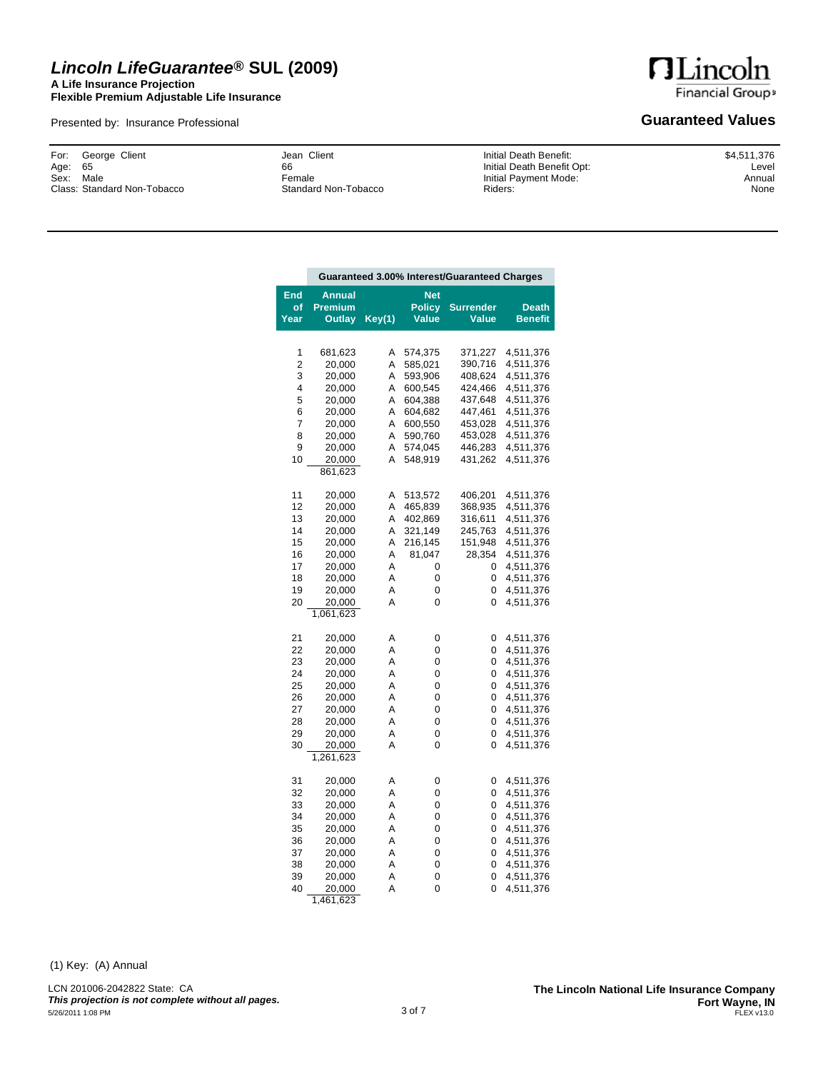# *Lincoln LifeGuarantee®* SUL (2009)

**A Life Insurance Projection**
**Flexible Premium Adjustable Life Insurance**

Presented by: Insurance Professional

## Guaranteed Values

| For: George Client | Jean Client | Initial Death Benefit: | $4,511,376 |
|---|---|---|---|
| Age: 65 | 66 | Initial Death Benefit Opt: | Level |
| Sex: Male | Female | Initial Payment Mode: | Annual |
| Class: Standard Non-Tobacco | Standard Non-Tobacco | Riders: | None |

| | Guaranteed 3.00% Interest/Guaranteed Charges | | | | |
|---|---|---|---|---|---|
| End of Year | Annual Premium Outlay | Key(1) | Net Policy Value | Surrender Value | Death Benefit |
| 1 | 681,623 | A | 574,375 | 371,227 | 4,511,376 |
| 2 | 20,000 | A | 585,021 | 390,716 | 4,511,376 |
| 3 | 20,000 | A | 593,906 | 408,624 | 4,511,376 |
| 4 | 20,000 | A | 600,545 | 424,466 | 4,511,376 |
| 5 | 20,000 | A | 604,388 | 437,648 | 4,511,376 |
| 6 | 20,000 | A | 604,682 | 447,461 | 4,511,376 |
| 7 | 20,000 | A | 600,550 | 453,028 | 4,511,376 |
| 8 | 20,000 | A | 590,760 | 453,028 | 4,511,376 |
| 9 | 20,000 | A | 574,045 | 446,283 | 4,511,376 |
| 10 | 20,000 | A | 548,919 | 431,262 | 4,511,376 |
| | 861,623 | | | | |
| 11 | 20,000 | A | 513,572 | 406,201 | 4,511,376 |
| 12 | 20,000 | A | 465,839 | 368,935 | 4,511,376 |
| 13 | 20,000 | A | 402,869 | 316,611 | 4,511,376 |
| 14 | 20,000 | A | 321,149 | 245,763 | 4,511,376 |
| 15 | 20,000 | A | 216,145 | 151,948 | 4,511,376 |
| 16 | 20,000 | A | 81,047 | 28,354 | 4,511,376 |
| 17 | 20,000 | A | 0 | 0 | 4,511,376 |
| 18 | 20,000 | A | 0 | 0 | 4,511,376 |
| 19 | 20,000 | A | 0 | 0 | 4,511,376 |
| 20 | 20,000 | A | 0 | 0 | 4,511,376 |
| | 1,061,623 | | | | |
| 21 | 20,000 | A | 0 | 0 | 4,511,376 |
| 22 | 20,000 | A | 0 | 0 | 4,511,376 |
| 23 | 20,000 | A | 0 | 0 | 4,511,376 |
| 24 | 20,000 | A | 0 | 0 | 4,511,376 |
| 25 | 20,000 | A | 0 | 0 | 4,511,376 |
| 26 | 20,000 | A | 0 | 0 | 4,511,376 |
| 27 | 20,000 | A | 0 | 0 | 4,511,376 |
| 28 | 20,000 | A | 0 | 0 | 4,511,376 |
| 29 | 20,000 | A | 0 | 0 | 4,511,376 |
| 30 | 20,000 | A | 0 | 0 | 4,511,376 |
| | 1,261,623 | | | | |
| 31 | 20,000 | A | 0 | 0 | 4,511,376 |
| 32 | 20,000 | A | 0 | 0 | 4,511,376 |
| 33 | 20,000 | A | 0 | 0 | 4,511,376 |
| 34 | 20,000 | A | 0 | 0 | 4,511,376 |
| 35 | 20,000 | A | 0 | 0 | 4,511,376 |
| 36 | 20,000 | A | 0 | 0 | 4,511,376 |
| 37 | 20,000 | A | 0 | 0 | 4,511,376 |
| 38 | 20,000 | A | 0 | 0 | 4,511,376 |
| 39 | 20,000 | A | 0 | 0 | 4,511,376 |
| 40 | 20,000 | A | 0 | 0 | 4,511,376 |
| | 1,461,623 | | | | |

(1) Key: (A) Annual

LCN 201006-2042822 State: CA
***This projection is not complete without all pages.***
5/26/2011 1:08 PM

**The Lincoln National Life Insurance Company**
**Fort Wayne, IN**
FLEX v13.0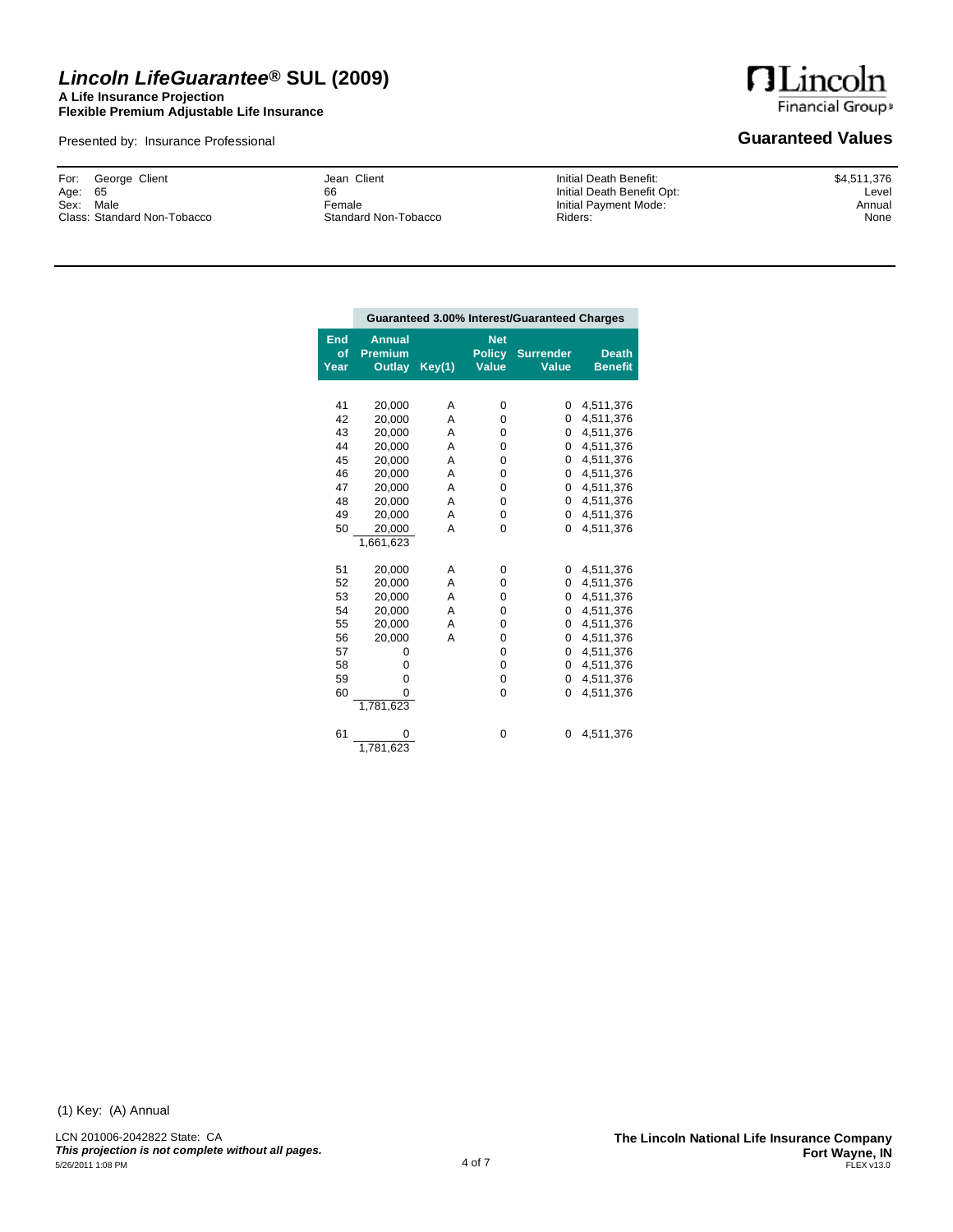# *Lincoln LifeGuarantee®* SUL (2009)

**A Life Insurance Projection**
**Flexible Premium Adjustable Life Insurance**

Presented by: Insurance Professional

## Guaranteed Values

| For: George Client | Jean Client | Initial Death Benefit: | $4,511,376 |
|---|---|---|---|
| Age: 65 | 66 | Initial Death Benefit Opt: | Level |
| Sex: Male | Female | Initial Payment Mode: | Annual |
| Class: Standard Non-Tobacco | Standard Non-Tobacco | Riders: | None |

| | Guaranteed 3.00% Interest/Guaranteed Charges | | | | |
|---|---|---|---|---|---|
| End of Year | Annual Premium Outlay | Key(1) | Net Policy Value | Surrender Value | Death Benefit |
| 41 | 20,000 | A | 0 | 0 | 4,511,376 |
| 42 | 20,000 | A | 0 | 0 | 4,511,376 |
| 43 | 20,000 | A | 0 | 0 | 4,511,376 |
| 44 | 20,000 | A | 0 | 0 | 4,511,376 |
| 45 | 20,000 | A | 0 | 0 | 4,511,376 |
| 46 | 20,000 | A | 0 | 0 | 4,511,376 |
| 47 | 20,000 | A | 0 | 0 | 4,511,376 |
| 48 | 20,000 | A | 0 | 0 | 4,511,376 |
| 49 | 20,000 | A | 0 | 0 | 4,511,376 |
| 50 | 20,000 | A | 0 | 0 | 4,511,376 |
| | 1,661,623 | | | | |
| 51 | 20,000 | A | 0 | 0 | 4,511,376 |
| 52 | 20,000 | A | 0 | 0 | 4,511,376 |
| 53 | 20,000 | A | 0 | 0 | 4,511,376 |
| 54 | 20,000 | A | 0 | 0 | 4,511,376 |
| 55 | 20,000 | A | 0 | 0 | 4,511,376 |
| 56 | 20,000 | A | 0 | 0 | 4,511,376 |
| 57 | 0 | | 0 | 0 | 4,511,376 |
| 58 | 0 | | 0 | 0 | 4,511,376 |
| 59 | 0 | | 0 | 0 | 4,511,376 |
| 60 | 0 | | 0 | 0 | 4,511,376 |
| | 1,781,623 | | | | |
| 61 | 0 | | 0 | 0 | 4,511,376 |
| | 1,781,623 | | | | |

(1) Key: (A) Annual

LCN 201006-2042822 State: CA
***This projection is not complete without all pages.***
5/26/2011 1:08 PM

**The Lincoln National Life Insurance Company**
**Fort Wayne, IN**
FLEX v13.0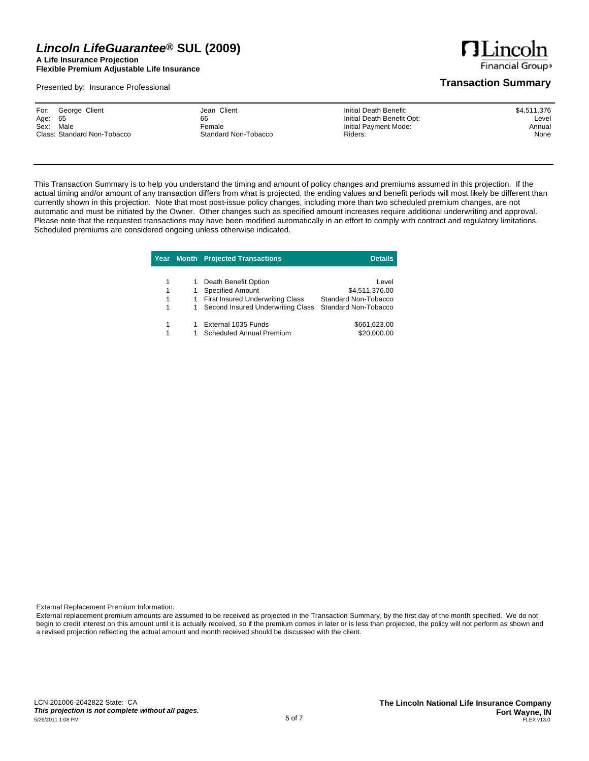# *Lincoln LifeGuarantee®* SUL (2009)

**A Life Insurance Projection**
**Flexible Premium Adjustable Life Insurance**

Presented by: Insurance Professional

## Transaction Summary

| For: George Client | Jean Client | Initial Death Benefit: | $4,511,376 |
|---|---|---|---|
| Age: 65 | 66 | Initial Death Benefit Opt: | Level |
| Sex: Male | Female | Initial Payment Mode: | Annual |
| Class: Standard Non-Tobacco | Standard Non-Tobacco | Riders: | None |

This Transaction Summary is to help you understand the timing and amount of policy changes and premiums assumed in this projection. If the actual timing and/or amount of any transaction differs from what is projected, the ending values and benefit periods will most likely be different than currently shown in this projection. Note that most post-issue policy changes, including more than two scheduled premium changes, are not automatic and must be initiated by the Owner. Other changes such as specified amount increases require additional underwriting and approval. Please note that the requested transactions may have been modified automatically in an effort to comply with contract and regulatory limitations. Scheduled premiums are considered ongoing unless otherwise indicated.

| Year | Month | Projected Transactions | Details |
|---|---|---|---|
| 1 | 1 | Death Benefit Option | Level |
| 1 | 1 | Specified Amount | $4,511,376.00 |
| 1 | 1 | First Insured Underwriting Class | Standard Non-Tobacco |
| 1 | 1 | Second Insured Underwriting Class | Standard Non-Tobacco |
| 1 | 1 | External 1035 Funds | $661,623.00 |
| 1 | 1 | Scheduled Annual Premium | $20,000.00 |

External Replacement Premium Information:

External replacement premium amounts are assumed to be received as projected in the Transaction Summary, by the first day of the month specified. We do not begin to credit interest on this amount until it is actually received, so if the premium comes in later or is less than projected, the policy will not perform as shown and a revised projection reflecting the actual amount and month received should be discussed with the client.

LCN 201006-2042822 State: CA
***This projection is not complete without all pages.***
5/26/2011 1:08 PM

**The Lincoln National Life Insurance Company**
**Fort Wayne, IN**
FLEX v13.0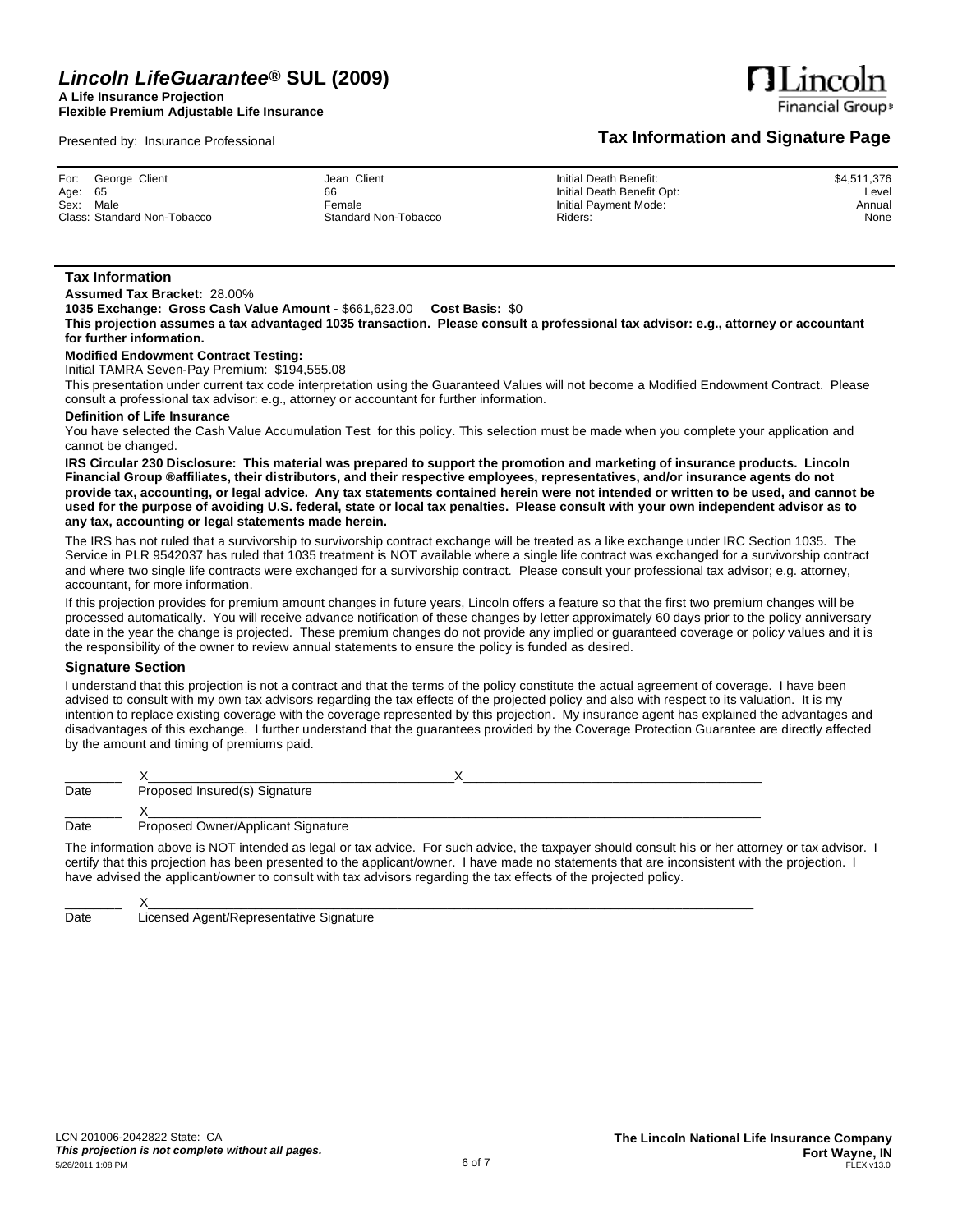# Lincoln LifeGuarantee® SUL (2009)

**A Life Insurance Projection**
**Flexible Premium Adjustable Life Insurance**

Presented by: Insurance Professional

## Tax Information and Signature Page

| For: George Client | Jean Client | Initial Death Benefit: | $4,511,376 |
|---|---|---|---|
| Age: 65 | 66 | Initial Death Benefit Opt: | Level |
| Sex: Male | Female | Initial Payment Mode: | Annual |
| Class: Standard Non-Tobacco | Standard Non-Tobacco | Riders: | None |

### Tax Information

**Assumed Tax Bracket:** 28.00%

**1035 Exchange: Gross Cash Value Amount -** $661,623.00 **Cost Basis:** $0

**This projection assumes a tax advantaged 1035 transaction. Please consult a professional tax advisor: e.g., attorney or accountant for further information.**

**Modified Endowment Contract Testing:**

Initial TAMRA Seven-Pay Premium: $194,555.08

This presentation under current tax code interpretation using the Guaranteed Values will not become a Modified Endowment Contract. Please consult a professional tax advisor: e.g., attorney or accountant for further information.

**Definition of Life Insurance**

You have selected the Cash Value Accumulation Test for this policy. This selection must be made when you complete your application and cannot be changed.

**IRS Circular 230 Disclosure: This material was prepared to support the promotion and marketing of insurance products. Lincoln Financial Group ®affiliates, their distributors, and their respective employees, representatives, and/or insurance agents do not provide tax, accounting, or legal advice. Any tax statements contained herein were not intended or written to be used, and cannot be used for the purpose of avoiding U.S. federal, state or local tax penalties. Please consult with your own independent advisor as to any tax, accounting or legal statements made herein.**

The IRS has not ruled that a survivorship to survivorship contract exchange will be treated as a like exchange under IRC Section 1035. The Service in PLR 9542037 has ruled that 1035 treatment is NOT available where a single life contract was exchanged for a survivorship contract and where two single life contracts were exchanged for a survivorship contract. Please consult your professional tax advisor; e.g. attorney, accountant, for more information.

If this projection provides for premium amount changes in future years, Lincoln offers a feature so that the first two premium changes will be processed automatically. You will receive advance notification of these changes by letter approximately 60 days prior to the policy anniversary date in the year the change is projected. These premium changes do not provide any implied or guaranteed coverage or policy values and it is the responsibility of the owner to review annual statements to ensure the policy is funded as desired.

### Signature Section

I understand that this projection is not a contract and that the terms of the policy constitute the actual agreement of coverage. I have been advised to consult with my own tax advisors regarding the tax effects of the projected policy and also with respect to its valuation. It is my intention to replace existing coverage with the coverage represented by this projection. My insurance agent has explained the advantages and disadvantages of this exchange. I further understand that the guarantees provided by the Coverage Protection Guarantee are directly affected by the amount and timing of premiums paid.

________ X____________________________________________X________________________________________

Date Proposed Insured(s) Signature

________ X________________________________________________________________________________________

Date Proposed Owner/Applicant Signature

The information above is NOT intended as legal or tax advice. For such advice, the taxpayer should consult his or her attorney or tax advisor. I certify that this projection has been presented to the applicant/owner. I have made no statements that are inconsistent with the projection. I have advised the applicant/owner to consult with tax advisors regarding the tax effects of the projected policy.

________ X________________________________________________________________________________________

Date Licensed Agent/Representative Signature

LCN 201006-2042822 State: CA

***This projection is not complete without all pages.***

5/26/2011 1:08 PM

**The Lincoln National Life Insurance Company**
**Fort Wayne, IN**
FLEX v13.0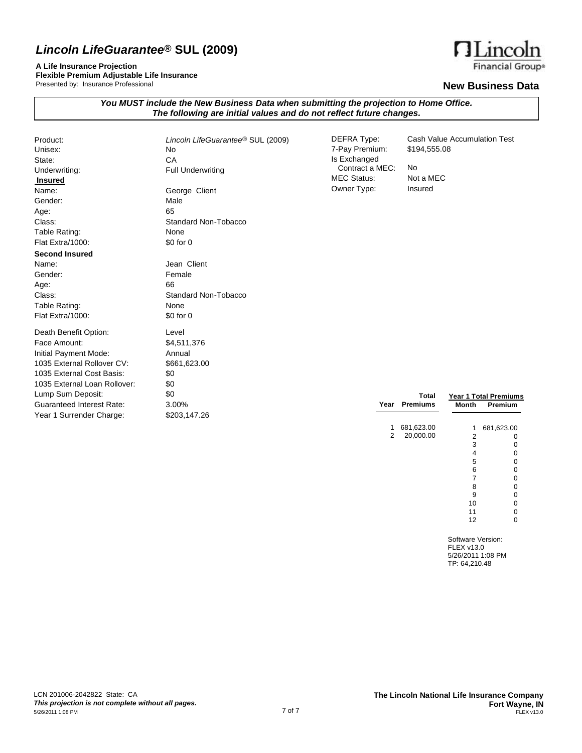# *Lincoln LifeGuarantee®* SUL (2009)

**A Life Insurance Projection**
**Flexible Premium Adjustable Life Insurance**
Presented by: Insurance Professional

## New Business Data

***You MUST include the New Business Data when submitting the projection to Home Office.***
***The following are initial values and do not reflect future changes.***

| | |
|---|---|
| Product: | *Lincoln LifeGuarantee®* SUL (2009) |
| Unisex: | No |
| State: | CA |
| Underwriting: | Full Underwriting |

**Insured**

| | |
|---|---|
| Name: | George Client |
| Gender: | Male |
| Age: | 65 |
| Class: | Standard Non-Tobacco |
| Table Rating: | None |
| Flat Extra/1000: | $0 for 0 |

**Second Insured**

| | |
|---|---|
| Name: | Jean Client |
| Gender: | Female |
| Age: | 66 |
| Class: | Standard Non-Tobacco |
| Table Rating: | None |
| Flat Extra/1000: | $0 for 0 |

| | |
|---|---|
| Death Benefit Option: | Level |
| Face Amount: | $4,511,376 |
| Initial Payment Mode: | Annual |
| 1035 External Rollover CV: | $661,623.00 |
| 1035 External Cost Basis: | $0 |
| 1035 External Loan Rollover: | $0 |
| Lump Sum Deposit: | $0 |
| Guaranteed Interest Rate: | 3.00% |
| Year 1 Surrender Charge: | $203,147.26 |

| | |
|---|---|
| DEFRA Type: | Cash Value Accumulation Test |
| 7-Pay Premium: | $194,555.08 |
| Is Exchanged Contract a MEC: | No |
| MEC Status: | Not a MEC |
| Owner Type: | Insured |

| Year | Total Premiums |
|---|---|
| 1 | 681,623.00 |
| 2 | 20,000.00 |

| Year 1 Total Premiums | |
|---|---|
| Month | Premium |
| 1 | 681,623.00 |
| 2 | 0 |
| 3 | 0 |
| 4 | 0 |
| 5 | 0 |
| 6 | 0 |
| 7 | 0 |
| 8 | 0 |
| 9 | 0 |
| 10 | 0 |
| 11 | 0 |
| 12 | 0 |

Software Version:
FLEX v13.0
5/26/2011 1:08 PM
TP: 64,210.48

LCN 201006-2042822 State: CA
*This projection is not complete without all pages.*
5/26/2011 1:08 PM

**The Lincoln National Life Insurance Company**
**Fort Wayne, IN**
FLEX v13.0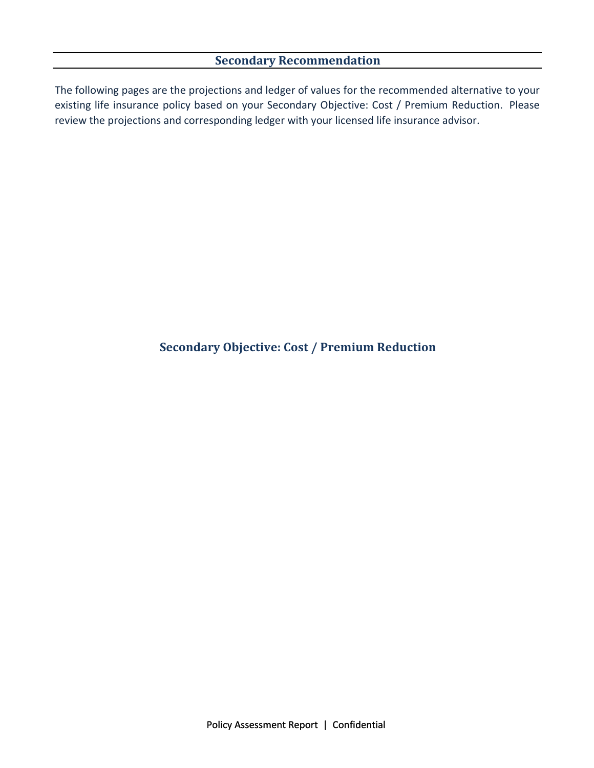## Secondary Recommendation

The following pages are the projections and ledger of values for the recommended alternative to your existing life insurance policy based on your Secondary Objective: Cost / Premium Reduction. Please review the projections and corresponding ledger with your licensed life insurance advisor.

### Secondary Objective: Cost / Premium Reduction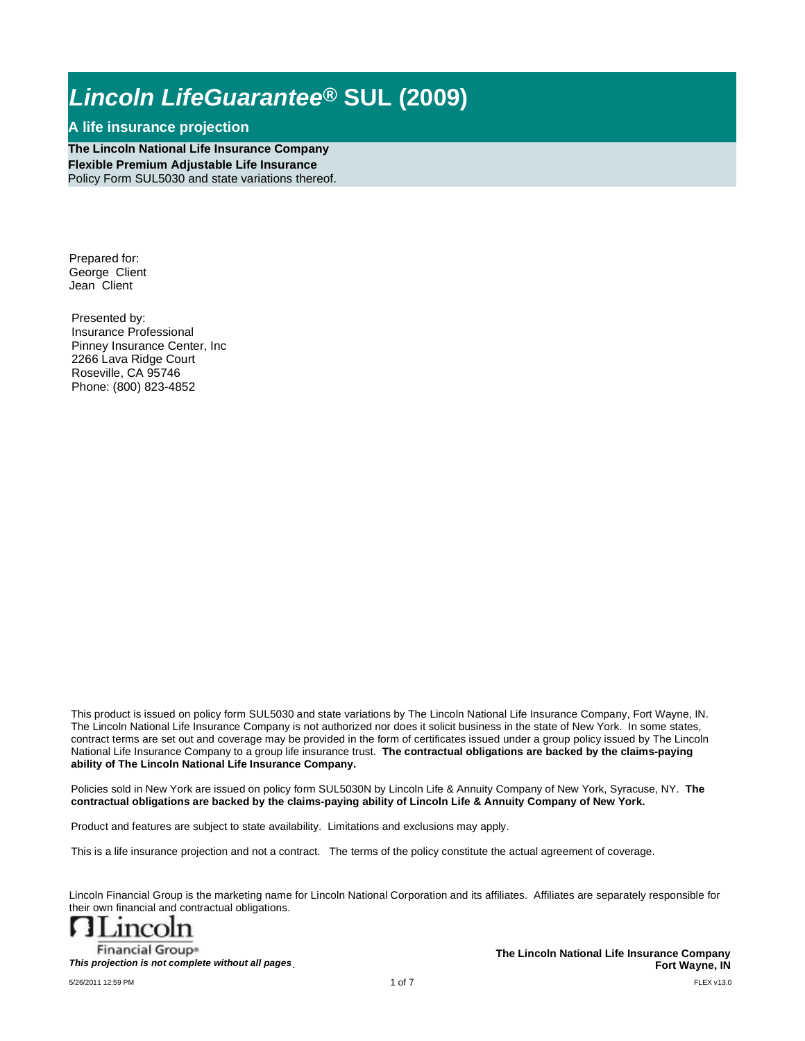# *Lincoln LifeGuarantee®* SUL (2009)

## A life insurance projection

**The Lincoln National Life Insurance Company**
**Flexible Premium Adjustable Life Insurance**
Policy Form SUL5030 and state variations thereof.

Prepared for:
George Client
Jean Client

Presented by:
Insurance Professional
Pinney Insurance Center, Inc
2266 Lava Ridge Court
Roseville, CA 95746
Phone: (800) 823-4852

This product is issued on policy form SUL5030 and state variations by The Lincoln National Life Insurance Company, Fort Wayne, IN. The Lincoln National Life Insurance Company is not authorized nor does it solicit business in the state of New York. In some states, contract terms are set out and coverage may be provided in the form of certificates issued under a group policy issued by The Lincoln National Life Insurance Company to a group life insurance trust. **The contractual obligations are backed by the claims-paying ability of The Lincoln National Life Insurance Company.**

Policies sold in New York are issued on policy form SUL5030N by Lincoln Life & Annuity Company of New York, Syracuse, NY. **The contractual obligations are backed by the claims-paying ability of Lincoln Life & Annuity Company of New York.**

Product and features are subject to state availability. Limitations and exclusions may apply.

This is a life insurance projection and not a contract. The terms of the policy constitute the actual agreement of coverage.

Lincoln Financial Group is the marketing name for Lincoln National Corporation and its affiliates. Affiliates are separately responsible for their own financial and contractual obligations.

Lincoln Financial Group®

***This projection is not complete without all pages***.

**The Lincoln National Life Insurance Company**
**Fort Wayne, IN**

5/26/2011 12:59 PM

FLEX v13.0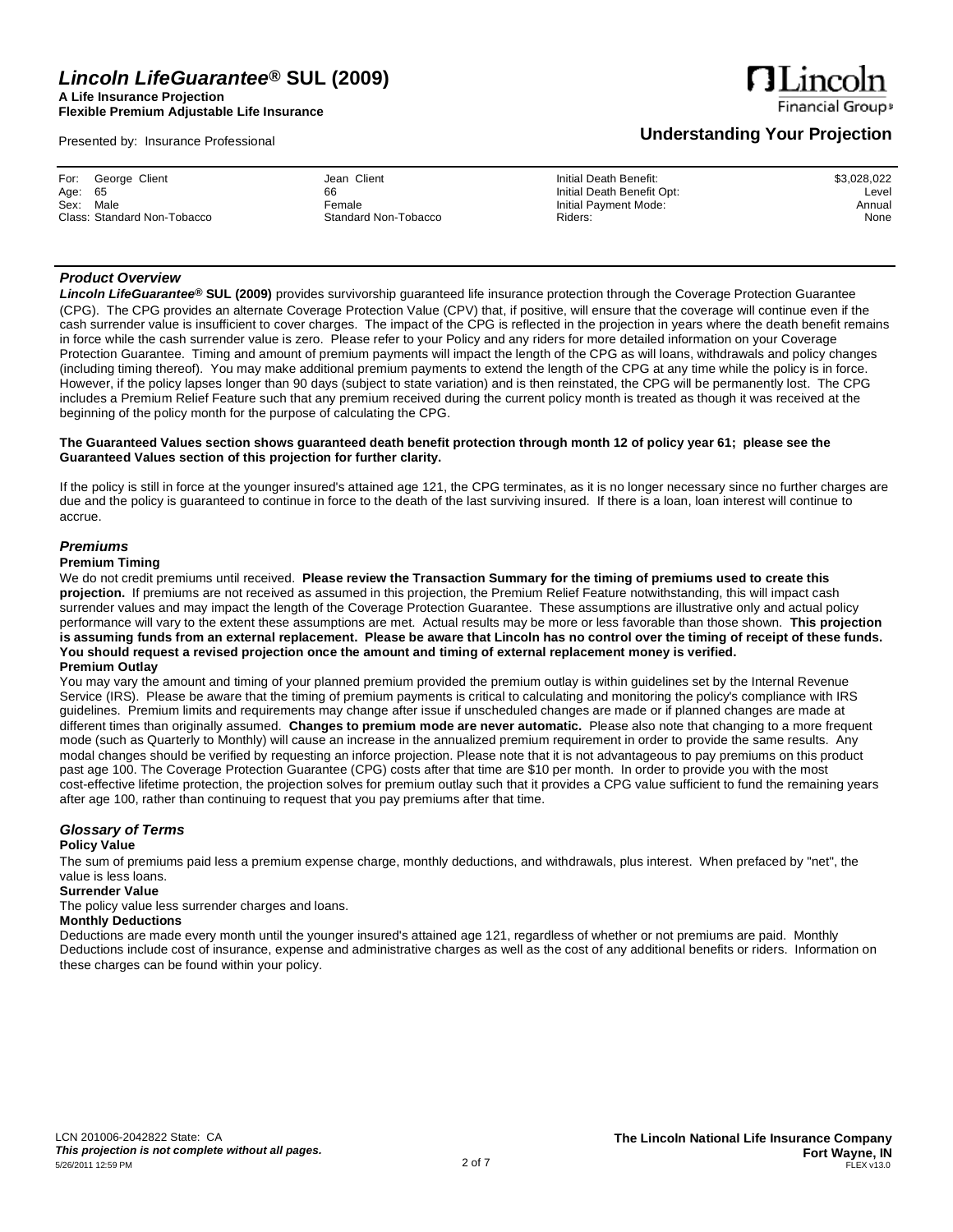# *Lincoln LifeGuarantee®* SUL (2009)

**A Life Insurance Projection**
**Flexible Premium Adjustable Life Insurance**

Presented by: Insurance Professional

## Understanding Your Projection

| For: George Client | Jean Client | Initial Death Benefit: | $3,028,022 |
|---|---|---|---|
| Age: 65 | 66 | Initial Death Benefit Opt: | Level |
| Sex: Male | Female | Initial Payment Mode: | Annual |
| Class: Standard Non-Tobacco | Standard Non-Tobacco | Riders: | None |

### *Product Overview*

***Lincoln LifeGuarantee®* SUL (2009)** provides survivorship guaranteed life insurance protection through the Coverage Protection Guarantee (CPG). The CPG provides an alternate Coverage Protection Value (CPV) that, if positive, will ensure that the coverage will continue even if the cash surrender value is insufficient to cover charges. The impact of the CPG is reflected in the projection in years where the death benefit remains in force while the cash surrender value is zero. Please refer to your Policy and any riders for more detailed information on your Coverage Protection Guarantee. Timing and amount of premium payments will impact the length of the CPG as will loans, withdrawals and policy changes (including timing thereof). You may make additional premium payments to extend the length of the CPG at any time while the policy is in force. However, if the policy lapses longer than 90 days (subject to state variation) and is then reinstated, the CPG will be permanently lost. The CPG includes a Premium Relief Feature such that any premium received during the current policy month is treated as though it was received at the beginning of the policy month for the purpose of calculating the CPG.

**The Guaranteed Values section shows guaranteed death benefit protection through month 12 of policy year 61; please see the Guaranteed Values section of this projection for further clarity.**

If the policy is still in force at the younger insured's attained age 121, the CPG terminates, as it is no longer necessary since no further charges are due and the policy is guaranteed to continue in force to the death of the last surviving insured. If there is a loan, loan interest will continue to accrue.

### *Premiums*

**Premium Timing**

We do not credit premiums until received. **Please review the Transaction Summary for the timing of premiums used to create this projection.** If premiums are not received as assumed in this projection, the Premium Relief Feature notwithstanding, this will impact cash surrender values and may impact the length of the Coverage Protection Guarantee. These assumptions are illustrative only and actual policy performance will vary to the extent these assumptions are met. Actual results may be more or less favorable than those shown. **This projection is assuming funds from an external replacement. Please be aware that Lincoln has no control over the timing of receipt of these funds. You should request a revised projection once the amount and timing of external replacement money is verified.**

**Premium Outlay**

You may vary the amount and timing of your planned premium provided the premium outlay is within guidelines set by the Internal Revenue Service (IRS). Please be aware that the timing of premium payments is critical to calculating and monitoring the policy's compliance with IRS guidelines. Premium limits and requirements may change after issue if unscheduled changes are made or if planned changes are made at different times than originally assumed. **Changes to premium mode are never automatic.** Please also note that changing to a more frequent mode (such as Quarterly to Monthly) will cause an increase in the annualized premium requirement in order to provide the same results. Any modal changes should be verified by requesting an inforce projection. Please note that it is not advantageous to pay premiums on this product past age 100. The Coverage Protection Guarantee (CPG) costs after that time are $10 per month. In order to provide you with the most cost-effective lifetime protection, the projection solves for premium outlay such that it provides a CPG value sufficient to fund the remaining years after age 100, rather than continuing to request that you pay premiums after that time.

### *Glossary of Terms*

**Policy Value**

The sum of premiums paid less a premium expense charge, monthly deductions, and withdrawals, plus interest. When prefaced by "net", the value is less loans.

**Surrender Value**

The policy value less surrender charges and loans.

**Monthly Deductions**

Deductions are made every month until the younger insured's attained age 121, regardless of whether or not premiums are paid. Monthly Deductions include cost of insurance, expense and administrative charges as well as the cost of any additional benefits or riders. Information on these charges can be found within your policy.

LCN 201006-2042822 State: CA
*This projection is not complete without all pages.*
5/26/2011 12:59 PM

**The Lincoln National Life Insurance Company**
**Fort Wayne, IN**
FLEX v13.0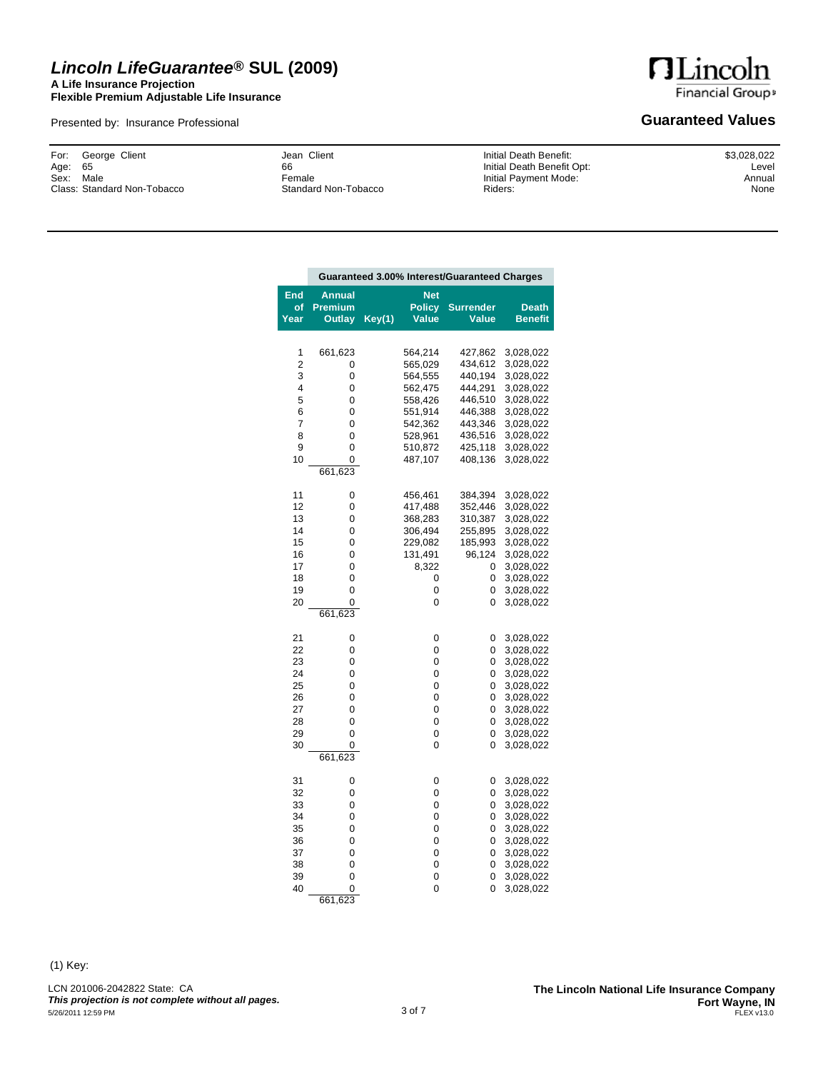# *Lincoln LifeGuarantee®* SUL (2009)

**A Life Insurance Projection**
**Flexible Premium Adjustable Life Insurance**

Presented by: Insurance Professional

## Guaranteed Values

| For: George Client | Jean Client | Initial Death Benefit: | $3,028,022 |
|---|---|---|---|
| Age: 65 | 66 | Initial Death Benefit Opt: | Level |
| Sex: Male | Female | Initial Payment Mode: | Annual |
| Class: Standard Non-Tobacco | Standard Non-Tobacco | Riders: | None |

| | Guaranteed 3.00% Interest/Guaranteed Charges | | | | |
|---|---|---|---|---|---|
| **End of Year** | **Annual Premium Outlay** | **Key(1)** | **Net Policy Value** | **Surrender Value** | **Death Benefit** |
| 1 | 661,623 | | 564,214 | 427,862 | 3,028,022 |
| 2 | 0 | | 565,029 | 434,612 | 3,028,022 |
| 3 | 0 | | 564,555 | 440,194 | 3,028,022 |
| 4 | 0 | | 562,475 | 444,291 | 3,028,022 |
| 5 | 0 | | 558,426 | 446,510 | 3,028,022 |
| 6 | 0 | | 551,914 | 446,388 | 3,028,022 |
| 7 | 0 | | 542,362 | 443,346 | 3,028,022 |
| 8 | 0 | | 528,961 | 436,516 | 3,028,022 |
| 9 | 0 | | 510,872 | 425,118 | 3,028,022 |
| 10 | 0 | | 487,107 | 408,136 | 3,028,022 |
| | 661,623 | | | | |
| 11 | 0 | | 456,461 | 384,394 | 3,028,022 |
| 12 | 0 | | 417,488 | 352,446 | 3,028,022 |
| 13 | 0 | | 368,283 | 310,387 | 3,028,022 |
| 14 | 0 | | 306,494 | 255,895 | 3,028,022 |
| 15 | 0 | | 229,082 | 185,993 | 3,028,022 |
| 16 | 0 | | 131,491 | 96,124 | 3,028,022 |
| 17 | 0 | | 8,322 | 0 | 3,028,022 |
| 18 | 0 | | 0 | 0 | 3,028,022 |
| 19 | 0 | | 0 | 0 | 3,028,022 |
| 20 | 0 | | 0 | 0 | 3,028,022 |
| | 661,623 | | | | |
| 21 | 0 | | 0 | 0 | 3,028,022 |
| 22 | 0 | | 0 | 0 | 3,028,022 |
| 23 | 0 | | 0 | 0 | 3,028,022 |
| 24 | 0 | | 0 | 0 | 3,028,022 |
| 25 | 0 | | 0 | 0 | 3,028,022 |
| 26 | 0 | | 0 | 0 | 3,028,022 |
| 27 | 0 | | 0 | 0 | 3,028,022 |
| 28 | 0 | | 0 | 0 | 3,028,022 |
| 29 | 0 | | 0 | 0 | 3,028,022 |
| 30 | 0 | | 0 | 0 | 3,028,022 |
| | 661,623 | | | | |
| 31 | 0 | | 0 | 0 | 3,028,022 |
| 32 | 0 | | 0 | 0 | 3,028,022 |
| 33 | 0 | | 0 | 0 | 3,028,022 |
| 34 | 0 | | 0 | 0 | 3,028,022 |
| 35 | 0 | | 0 | 0 | 3,028,022 |
| 36 | 0 | | 0 | 0 | 3,028,022 |
| 37 | 0 | | 0 | 0 | 3,028,022 |
| 38 | 0 | | 0 | 0 | 3,028,022 |
| 39 | 0 | | 0 | 0 | 3,028,022 |
| 40 | 0 | | 0 | 0 | 3,028,022 |
| | 661,623 | | | | |

(1) Key:

LCN 201006-2042822 State: CA
***This projection is not complete without all pages.***
5/26/2011 12:59 PM

**The Lincoln National Life Insurance Company**
**Fort Wayne, IN**
FLEX v13.0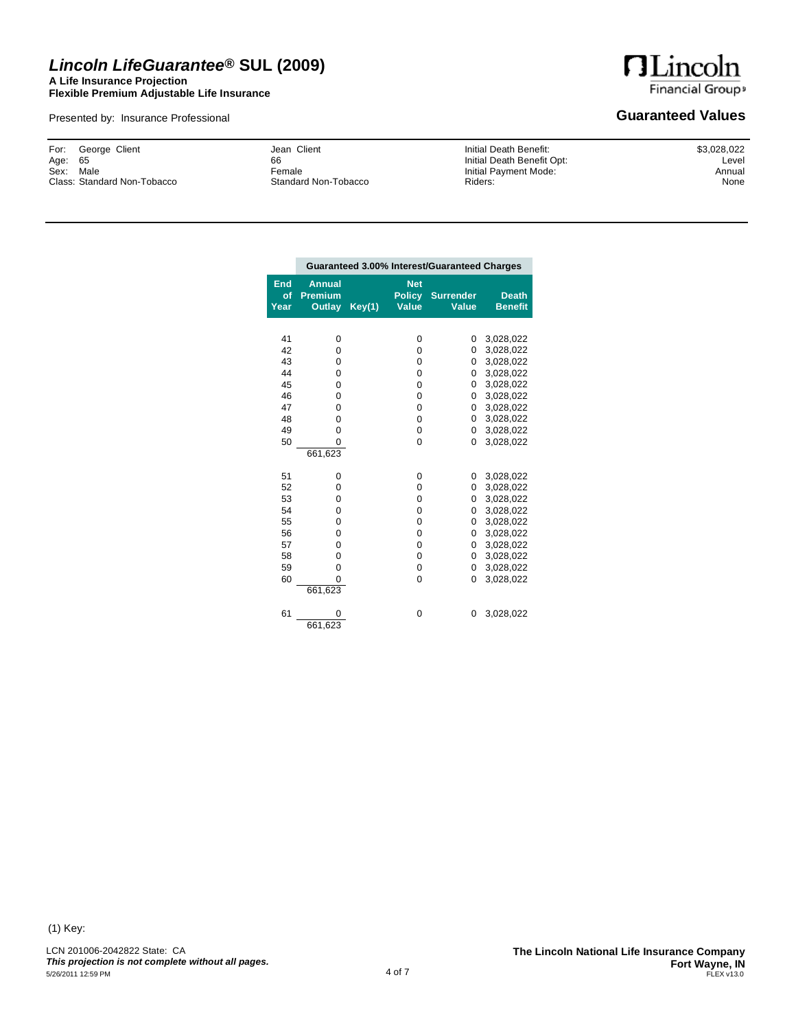# *Lincoln LifeGuarantee®* SUL (2009)

**A Life Insurance Projection**
**Flexible Premium Adjustable Life Insurance**

Presented by: Insurance Professional

## Guaranteed Values

| | | | |
|---|---|---|---|
| For: George Client | Jean Client | Initial Death Benefit: | $3,028,022 |
| Age: 65 | 66 | Initial Death Benefit Opt: | Level |
| Sex: Male | Female | Initial Payment Mode: | Annual |
| Class: Standard Non-Tobacco | Standard Non-Tobacco | Riders: | None |

| | Guaranteed 3.00% Interest/Guaranteed Charges | | | | |
|---|---|---|---|---|---|
| End of Year | Annual Premium Outlay | Key(1) | Net Policy Value | Surrender Value | Death Benefit |
| 41 | 0 | | 0 | 0 | 3,028,022 |
| 42 | 0 | | 0 | 0 | 3,028,022 |
| 43 | 0 | | 0 | 0 | 3,028,022 |
| 44 | 0 | | 0 | 0 | 3,028,022 |
| 45 | 0 | | 0 | 0 | 3,028,022 |
| 46 | 0 | | 0 | 0 | 3,028,022 |
| 47 | 0 | | 0 | 0 | 3,028,022 |
| 48 | 0 | | 0 | 0 | 3,028,022 |
| 49 | 0 | | 0 | 0 | 3,028,022 |
| 50 | 0 | | 0 | 0 | 3,028,022 |
| | 661,623 | | | | |
| 51 | 0 | | 0 | 0 | 3,028,022 |
| 52 | 0 | | 0 | 0 | 3,028,022 |
| 53 | 0 | | 0 | 0 | 3,028,022 |
| 54 | 0 | | 0 | 0 | 3,028,022 |
| 55 | 0 | | 0 | 0 | 3,028,022 |
| 56 | 0 | | 0 | 0 | 3,028,022 |
| 57 | 0 | | 0 | 0 | 3,028,022 |
| 58 | 0 | | 0 | 0 | 3,028,022 |
| 59 | 0 | | 0 | 0 | 3,028,022 |
| 60 | 0 | | 0 | 0 | 3,028,022 |
| | 661,623 | | | | |
| 61 | 0 | | 0 | 0 | 3,028,022 |
| | 661,623 | | | | |

(1) Key:

LCN 201006-2042822 State: CA
***This projection is not complete without all pages.***
5/26/2011 12:59 PM

**The Lincoln National Life Insurance Company**
**Fort Wayne, IN**
FLEX v13.0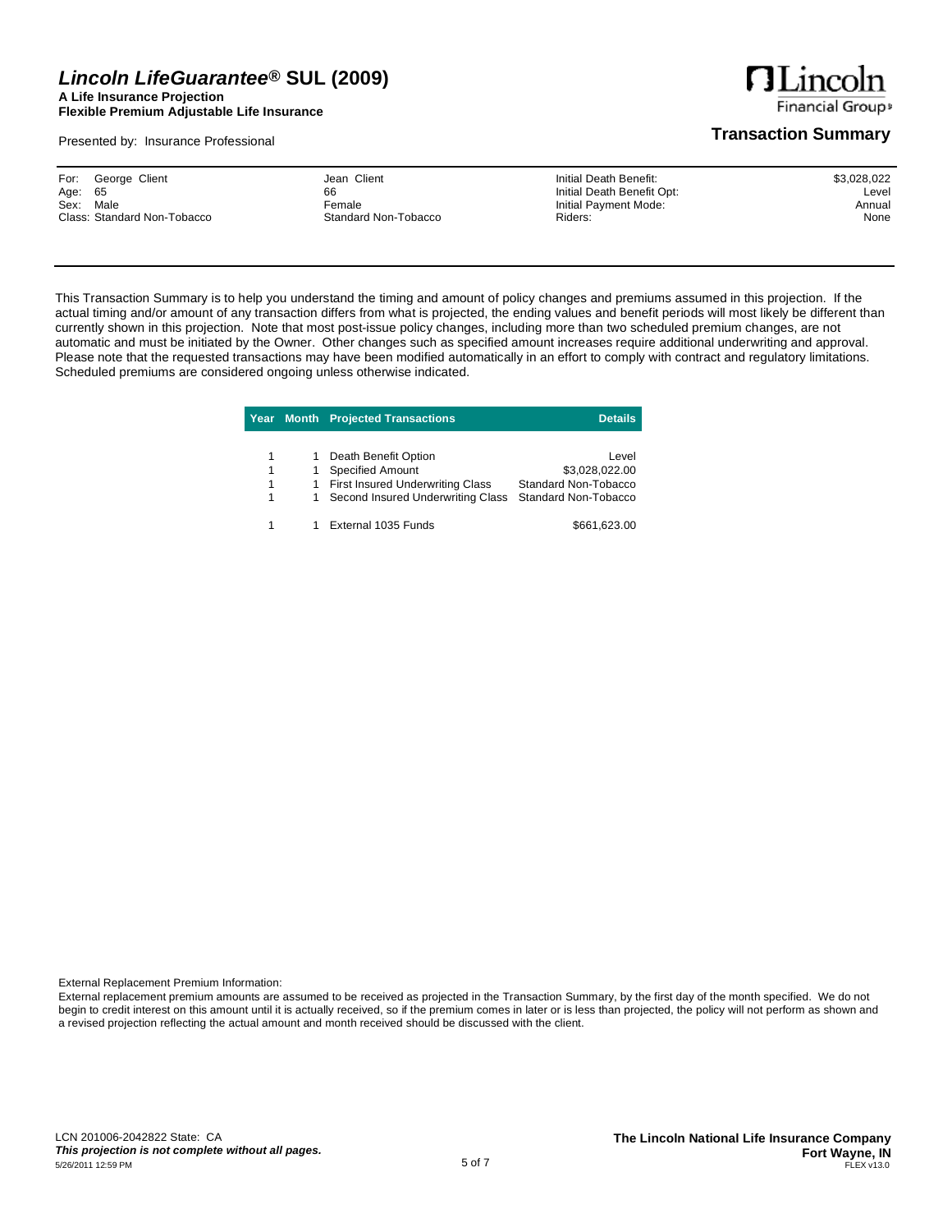# *Lincoln LifeGuarantee®* SUL (2009)

**A Life Insurance Projection**
**Flexible Premium Adjustable Life Insurance**

Presented by: Insurance Professional

## Transaction Summary

| | | | | |
|---|---|---|---|---|
| For: George Client | Jean Client | | Initial Death Benefit: | $3,028,022 |
| Age: 65 | 66 | | Initial Death Benefit Opt: | Level |
| Sex: Male | Female | | Initial Payment Mode: | Annual |
| Class: Standard Non-Tobacco | Standard Non-Tobacco | | Riders: | None |

This Transaction Summary is to help you understand the timing and amount of policy changes and premiums assumed in this projection. If the actual timing and/or amount of any transaction differs from what is projected, the ending values and benefit periods will most likely be different than currently shown in this projection. Note that most post-issue policy changes, including more than two scheduled premium changes, are not automatic and must be initiated by the Owner. Other changes such as specified amount increases require additional underwriting and approval. Please note that the requested transactions may have been modified automatically in an effort to comply with contract and regulatory limitations. Scheduled premiums are considered ongoing unless otherwise indicated.

| Year | Month | Projected Transactions | Details |
|---|---|---|---|
| 1 | 1 | Death Benefit Option | Level |
| 1 | 1 | Specified Amount | $3,028,022.00 |
| 1 | 1 | First Insured Underwriting Class | Standard Non-Tobacco |
| 1 | 1 | Second Insured Underwriting Class | Standard Non-Tobacco |
| 1 | 1 | External 1035 Funds | $661,623.00 |

External Replacement Premium Information:

External replacement premium amounts are assumed to be received as projected in the Transaction Summary, by the first day of the month specified. We do not begin to credit interest on this amount until it is actually received, so if the premium comes in later or is less than projected, the policy will not perform as shown and a revised projection reflecting the actual amount and month received should be discussed with the client.

LCN 201006-2042822 State: CA
***This projection is not complete without all pages.***
5/26/2011 12:59 PM

**The Lincoln National Life Insurance Company**
**Fort Wayne, IN**
FLEX v13.0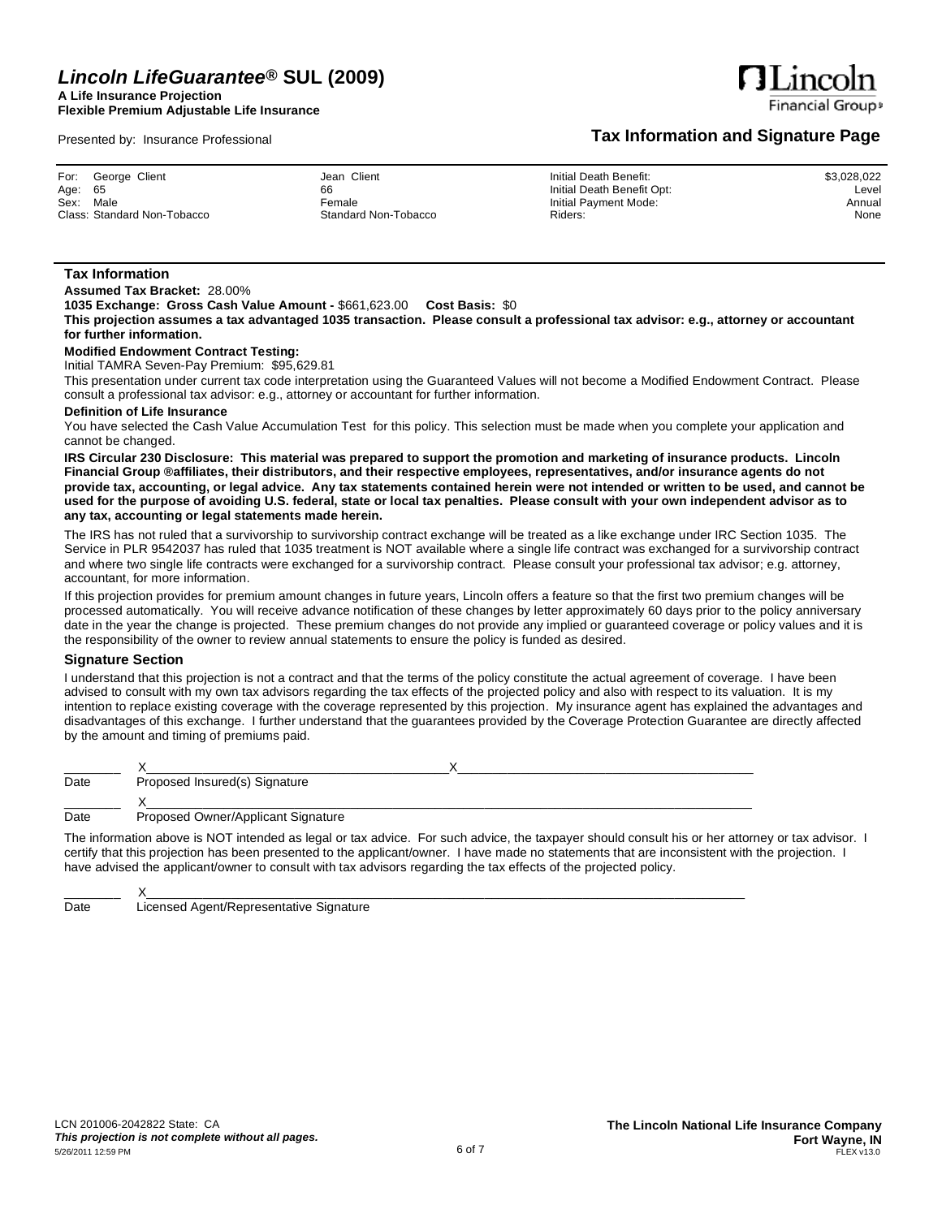# Lincoln LifeGuarantee® SUL (2009)

**A Life Insurance Projection**
**Flexible Premium Adjustable Life Insurance**

Presented by: Insurance Professional

## Tax Information and Signature Page

| For: | George Client | Jean Client | Initial Death Benefit: | $3,028,022 |
|---|---|---|---|---|
| Age: | 65 | 66 | Initial Death Benefit Opt: | Level |
| Sex: | Male | Female | Initial Payment Mode: | Annual |
| Class: | Standard Non-Tobacco | Standard Non-Tobacco | Riders: | None |

### Tax Information

**Assumed Tax Bracket:** 28.00%

**1035 Exchange: Gross Cash Value Amount -** $661,623.00 **Cost Basis:** $0

**This projection assumes a tax advantaged 1035 transaction. Please consult a professional tax advisor: e.g., attorney or accountant for further information.**

**Modified Endowment Contract Testing:**

Initial TAMRA Seven-Pay Premium: $95,629.81

This presentation under current tax code interpretation using the Guaranteed Values will not become a Modified Endowment Contract. Please consult a professional tax advisor: e.g., attorney or accountant for further information.

**Definition of Life Insurance**

You have selected the Cash Value Accumulation Test for this policy. This selection must be made when you complete your application and cannot be changed.

**IRS Circular 230 Disclosure: This material was prepared to support the promotion and marketing of insurance products. Lincoln Financial Group ®affiliates, their distributors, and their respective employees, representatives, and/or insurance agents do not provide tax, accounting, or legal advice. Any tax statements contained herein were not intended or written to be used, and cannot be used for the purpose of avoiding U.S. federal, state or local tax penalties. Please consult with your own independent advisor as to any tax, accounting or legal statements made herein.**

The IRS has not ruled that a survivorship to survivorship contract exchange will be treated as a like exchange under IRC Section 1035. The Service in PLR 9542037 has ruled that 1035 treatment is NOT available where a single life contract was exchanged for a survivorship contract and where two single life contracts were exchanged for a survivorship contract. Please consult your professional tax advisor; e.g. attorney, accountant, for more information.

If this projection provides for premium amount changes in future years, Lincoln offers a feature so that the first two premium changes will be processed automatically. You will receive advance notification of these changes by letter approximately 60 days prior to the policy anniversary date in the year the change is projected. These premium changes do not provide any implied or guaranteed coverage or policy values and it is the responsibility of the owner to review annual statements to ensure the policy is funded as desired.

### Signature Section

I understand that this projection is not a contract and that the terms of the policy constitute the actual agreement of coverage. I have been advised to consult with my own tax advisors regarding the tax effects of the projected policy and also with respect to its valuation. It is my intention to replace existing coverage with the coverage represented by this projection. My insurance agent has explained the advantages and disadvantages of this exchange. I further understand that the guarantees provided by the Coverage Protection Guarantee are directly affected by the amount and timing of premiums paid.

________ X____________________________________________X_________________________________________
Date Proposed Insured(s) Signature

________ X____________________________________________________________________________________
Date Proposed Owner/Applicant Signature

The information above is NOT intended as legal or tax advice. For such advice, the taxpayer should consult his or her attorney or tax advisor. I certify that this projection has been presented to the applicant/owner. I have made no statements that are inconsistent with the projection. I have advised the applicant/owner to consult with tax advisors regarding the tax effects of the projected policy.

________ X____________________________________________________________________________________
Date Licensed Agent/Representative Signature

LCN 201006-2042822 State: CA
***This projection is not complete without all pages.***
5/26/2011 12:59 PM

**The Lincoln National Life Insurance Company**
**Fort Wayne, IN**
FLEX v13.0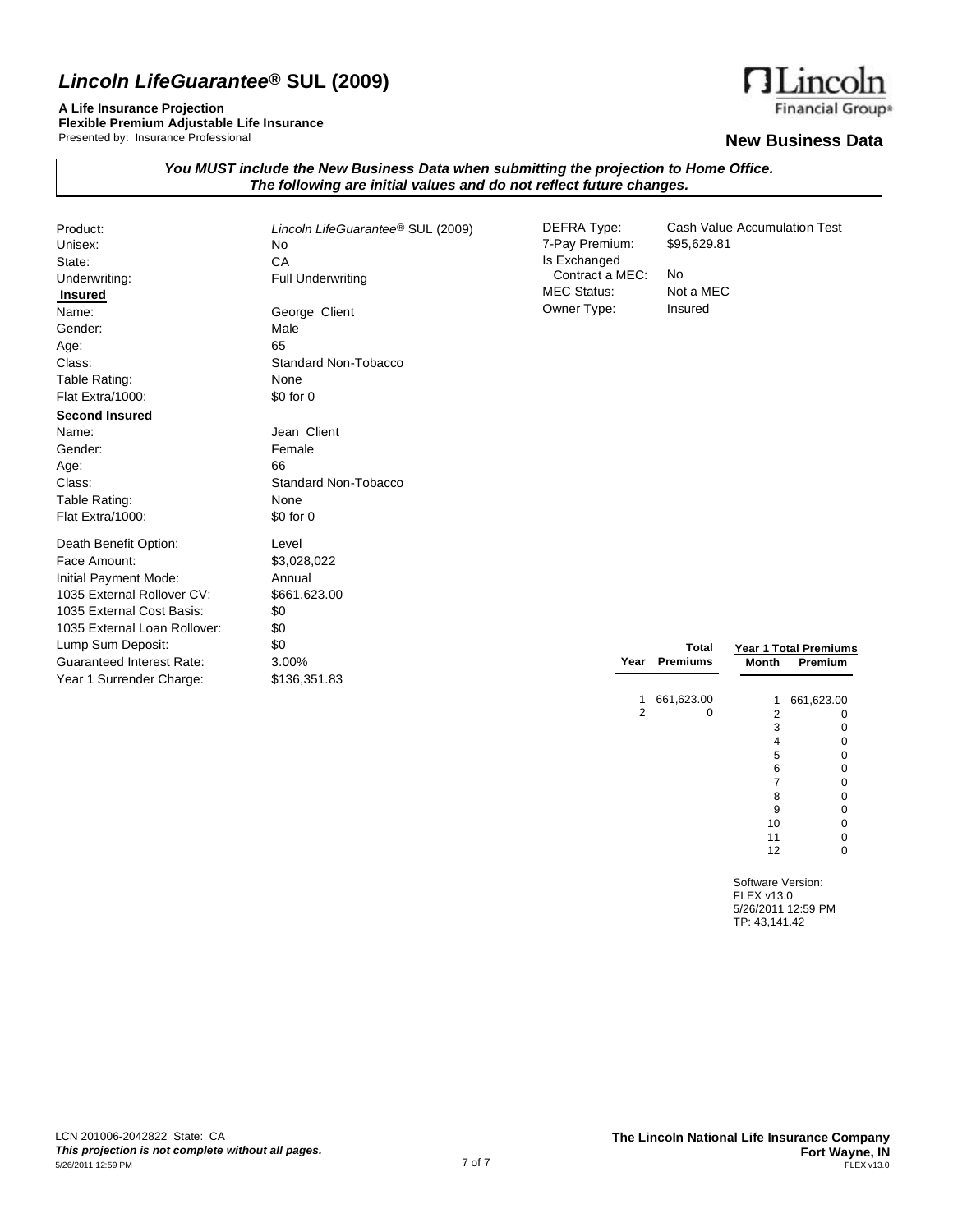# *Lincoln LifeGuarantee®* SUL (2009)

**A Life Insurance Projection**
**Flexible Premium Adjustable Life Insurance**
Presented by: Insurance Professional

Lincoln Financial Group®

## New Business Data

***You MUST include the New Business Data when submitting the projection to Home Office.***
***The following are initial values and do not reflect future changes.***

| | |
|---|---|
| Product: | *Lincoln LifeGuarantee®* SUL (2009) |
| Unisex: | No |
| State: | CA |
| Underwriting: | Full Underwriting |

**Insured**

| | |
|---|---|
| Name: | George Client |
| Gender: | Male |
| Age: | 65 |
| Class: | Standard Non-Tobacco |
| Table Rating: | None |
| Flat Extra/1000: | $0 for 0 |

**Second Insured**

| | |
|---|---|
| Name: | Jean Client |
| Gender: | Female |
| Age: | 66 |
| Class: | Standard Non-Tobacco |
| Table Rating: | None |
| Flat Extra/1000: | $0 for 0 |

| | |
|---|---|
| Death Benefit Option: | Level |
| Face Amount: | $3,028,022 |
| Initial Payment Mode: | Annual |
| 1035 External Rollover CV: | $661,623.00 |
| 1035 External Cost Basis: | $0 |
| 1035 External Loan Rollover: | $0 |
| Lump Sum Deposit: | $0 |
| Guaranteed Interest Rate: | 3.00% |
| Year 1 Surrender Charge: | $136,351.83 |

| | |
|---|---|
| DEFRA Type: | Cash Value Accumulation Test |
| 7-Pay Premium: | $95,629.81 |
| Is Exchanged Contract a MEC: | No |
| MEC Status: | Not a MEC |
| Owner Type: | Insured |

| Year | Total Premiums |
|---|---|
| 1 | 661,623.00 |
| 2 | 0 |

**Year 1 Total Premiums**

| Month | Premium |
|---|---|
| 1 | 661,623.00 |
| 2 | 0 |
| 3 | 0 |
| 4 | 0 |
| 5 | 0 |
| 6 | 0 |
| 7 | 0 |
| 8 | 0 |
| 9 | 0 |
| 10 | 0 |
| 11 | 0 |
| 12 | 0 |

Software Version:
FLEX v13.0
5/26/2011 12:59 PM
TP: 43,141.42

LCN 201006-2042822 State: CA
***This projection is not complete without all pages.***

**The Lincoln National Life Insurance Company**
**Fort Wayne, IN**